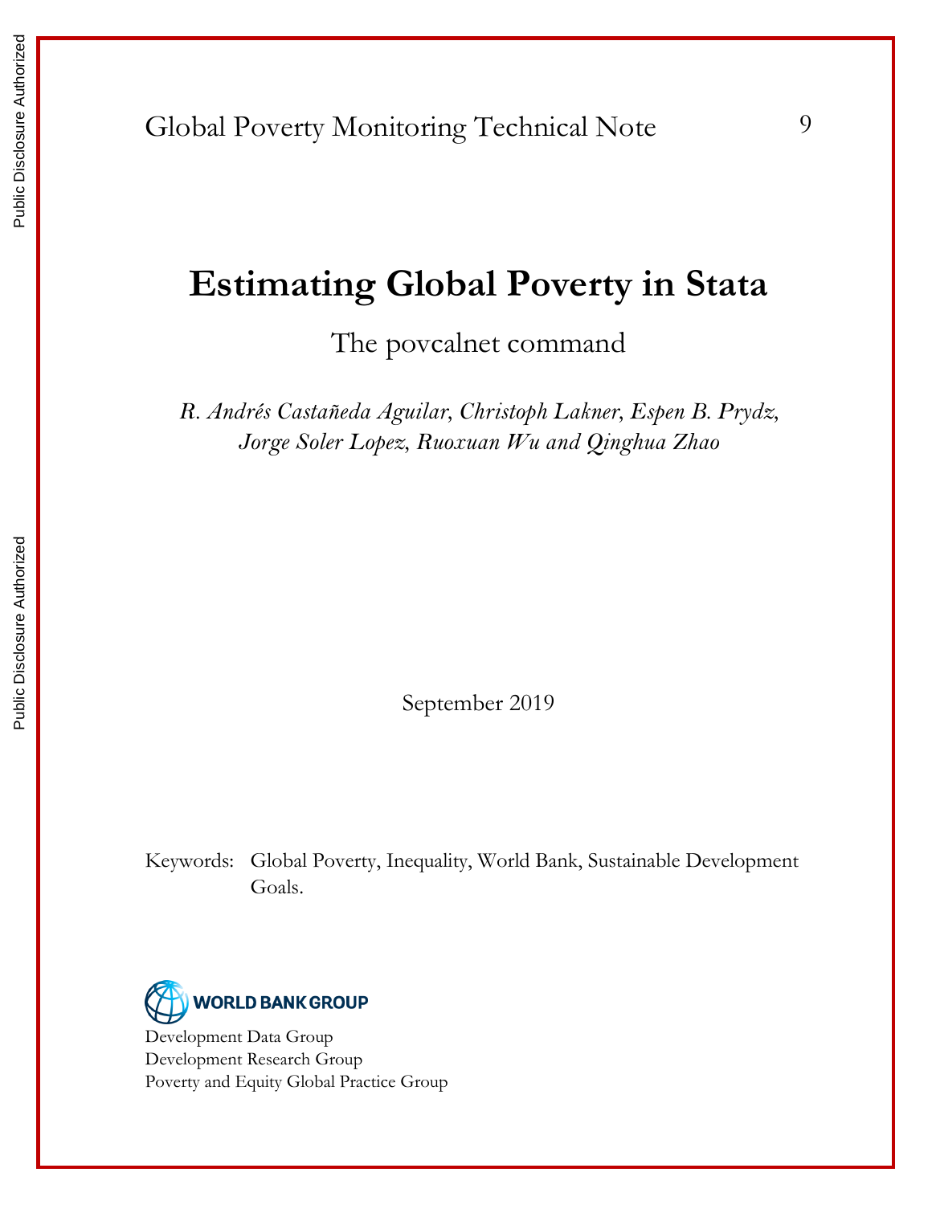Global Poverty Monitoring Technical Note 9

# Estimating Global Poverty in Stata

## The povcalnet command

*R. Andrés Castañeda Aguilar, Christoph Lakner, Espen B. Prydz, Jorge Soler Lopez, Ruoxuan Wu and Qinghua Zhao*

September 2019

Keywords: Global Poverty, Inequality, World Bank, Sustainable Development Goals.

WORLD BANK GROUP

Development Data Group
Development Research Group
Poverty and Equity Global Practice Group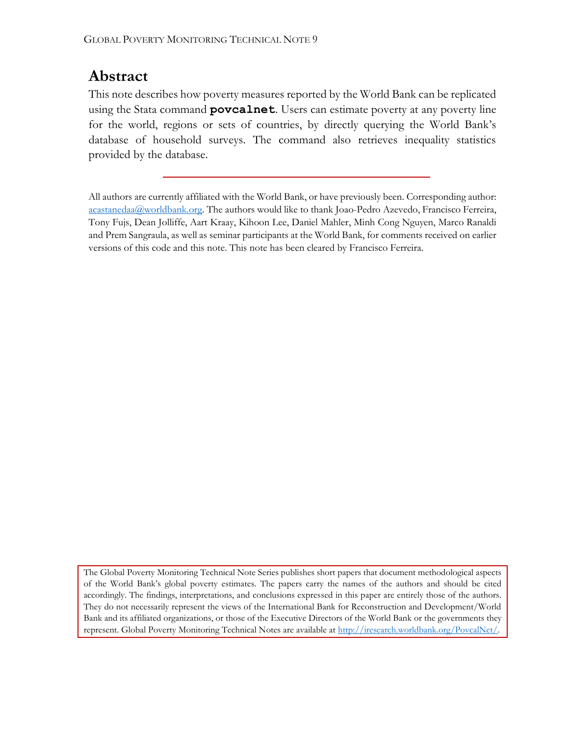# Abstract

This note describes how poverty measures reported by the World Bank can be replicated using the Stata command **`povcalnet`**. Users can estimate poverty at any poverty line for the world, regions or sets of countries, by directly querying the World Bank's database of household surveys. The command also retrieves inequality statistics provided by the database.

---

All authors are currently affiliated with the World Bank, or have previously been. Corresponding author: [acastanedaa@worldbank.org](mailto:acastanedaa@worldbank.org). The authors would like to thank Joao-Pedro Azevedo, Francisco Ferreira, Tony Fujs, Dean Jolliffe, Aart Kraay, Kihoon Lee, Daniel Mahler, Minh Cong Nguyen, Marco Ranaldi and Prem Sangraula, as well as seminar participants at the World Bank, for comments received on earlier versions of this code and this note. This note has been cleared by Francisco Ferreira.

The Global Poverty Monitoring Technical Note Series publishes short papers that document methodological aspects of the World Bank's global poverty estimates. The papers carry the names of the authors and should be cited accordingly. The findings, interpretations, and conclusions expressed in this paper are entirely those of the authors. They do not necessarily represent the views of the International Bank for Reconstruction and Development/World Bank and its affiliated organizations, or those of the Executive Directors of the World Bank or the governments they represent. Global Poverty Monitoring Technical Notes are available at [http://iresearch.worldbank.org/PovcalNet/](http://iresearch.worldbank.org/PovcalNet/).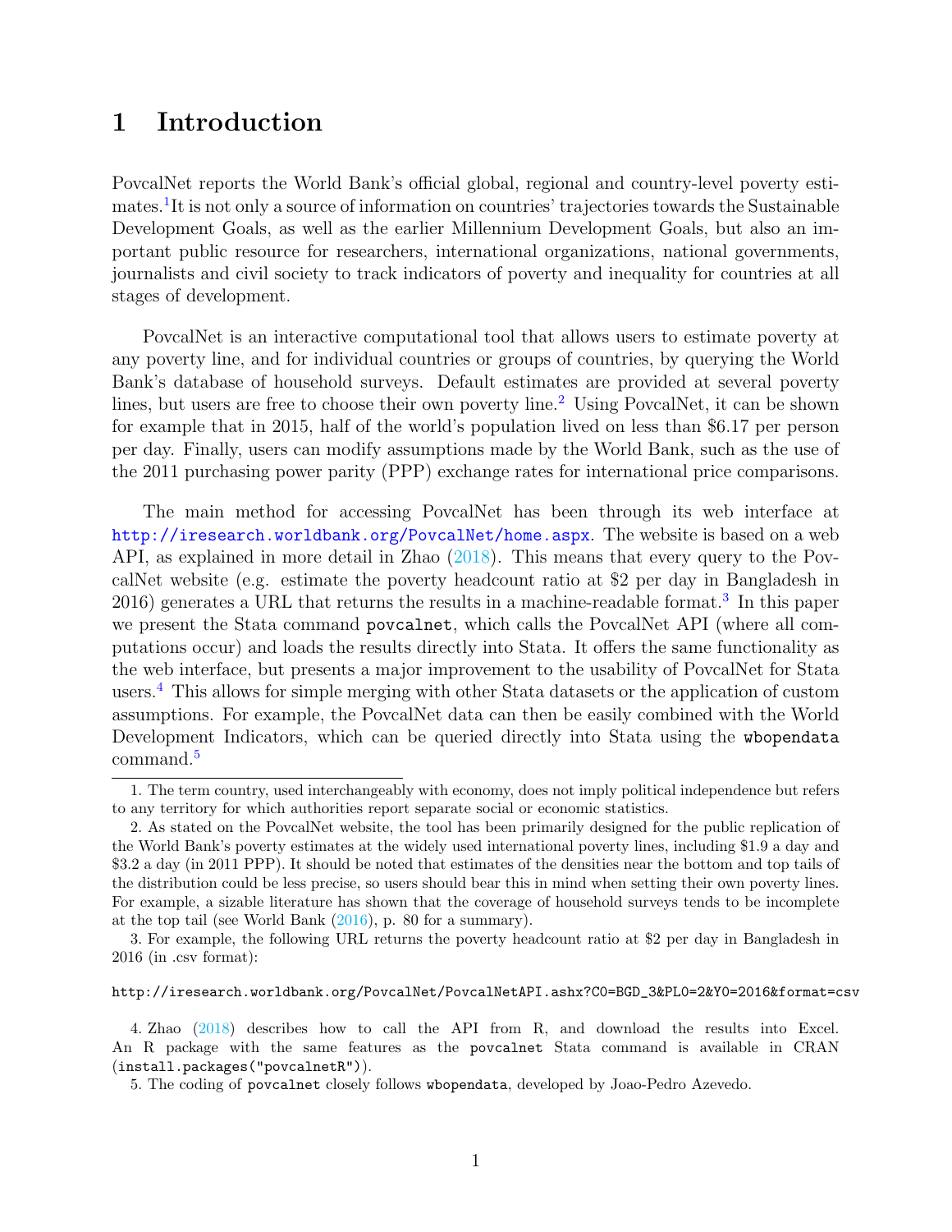# 1 Introduction

PovcalNet reports the World Bank's official global, regional and country-level poverty estimates.[1] It is not only a source of information on countries' trajectories towards the Sustainable Development Goals, as well as the earlier Millennium Development Goals, but also an important public resource for researchers, international organizations, national governments, journalists and civil society to track indicators of poverty and inequality for countries at all stages of development.

PovcalNet is an interactive computational tool that allows users to estimate poverty at any poverty line, and for individual countries or groups of countries, by querying the World Bank's database of household surveys. Default estimates are provided at several poverty lines, but users are free to choose their own poverty line.[2] Using PovcalNet, it can be shown for example that in 2015, half of the world's population lived on less than $6.17 per person per day. Finally, users can modify assumptions made by the World Bank, such as the use of the 2011 purchasing power parity (PPP) exchange rates for international price comparisons.

The main method for accessing PovcalNet has been through its web interface at http://iresearch.worldbank.org/PovcalNet/home.aspx. The website is based on a web API, as explained in more detail in Zhao (2018). This means that every query to the PovcalNet website (e.g. estimate the poverty headcount ratio at $2 per day in Bangladesh in 2016) generates a URL that returns the results in a machine-readable format.[3] In this paper we present the Stata command `povcalnet`, which calls the PovcalNet API (where all computations occur) and loads the results directly into Stata. It offers the same functionality as the web interface, but presents a major improvement to the usability of PovcalNet for Stata users.[4] This allows for simple merging with other Stata datasets or the application of custom assumptions. For example, the PovcalNet data can then be easily combined with the World Development Indicators, which can be queried directly into Stata using the `wbopendata` command.[5]

---

1. The term country, used interchangeably with economy, does not imply political independence but refers to any territory for which authorities report separate social or economic statistics.

2. As stated on the PovcalNet website, the tool has been primarily designed for the public replication of the World Bank's poverty estimates at the widely used international poverty lines, including $1.9 a day and $3.2 a day (in 2011 PPP). It should be noted that estimates of the densities near the bottom and top tails of the distribution could be less precise, so users should bear this in mind when setting their own poverty lines. For example, a sizable literature has shown that the coverage of household surveys tends to be incomplete at the top tail (see World Bank (2016), p. 80 for a summary).

3. For example, the following URL returns the poverty headcount ratio at $2 per day in Bangladesh in 2016 (in .csv format):

```
http://iresearch.worldbank.org/PovcalNet/PovcalNetAPI.ashx?C0=BGD_3&PL0=2&Y0=2016&format=csv
```

4. Zhao (2018) describes how to call the API from R, and download the results into Excel. An R package with the same features as the `povcalnet` Stata command is available in CRAN (`install.packages("povcalnetR")`).

5. The coding of `povcalnet` closely follows `wbopendata`, developed by Joao-Pedro Azevedo.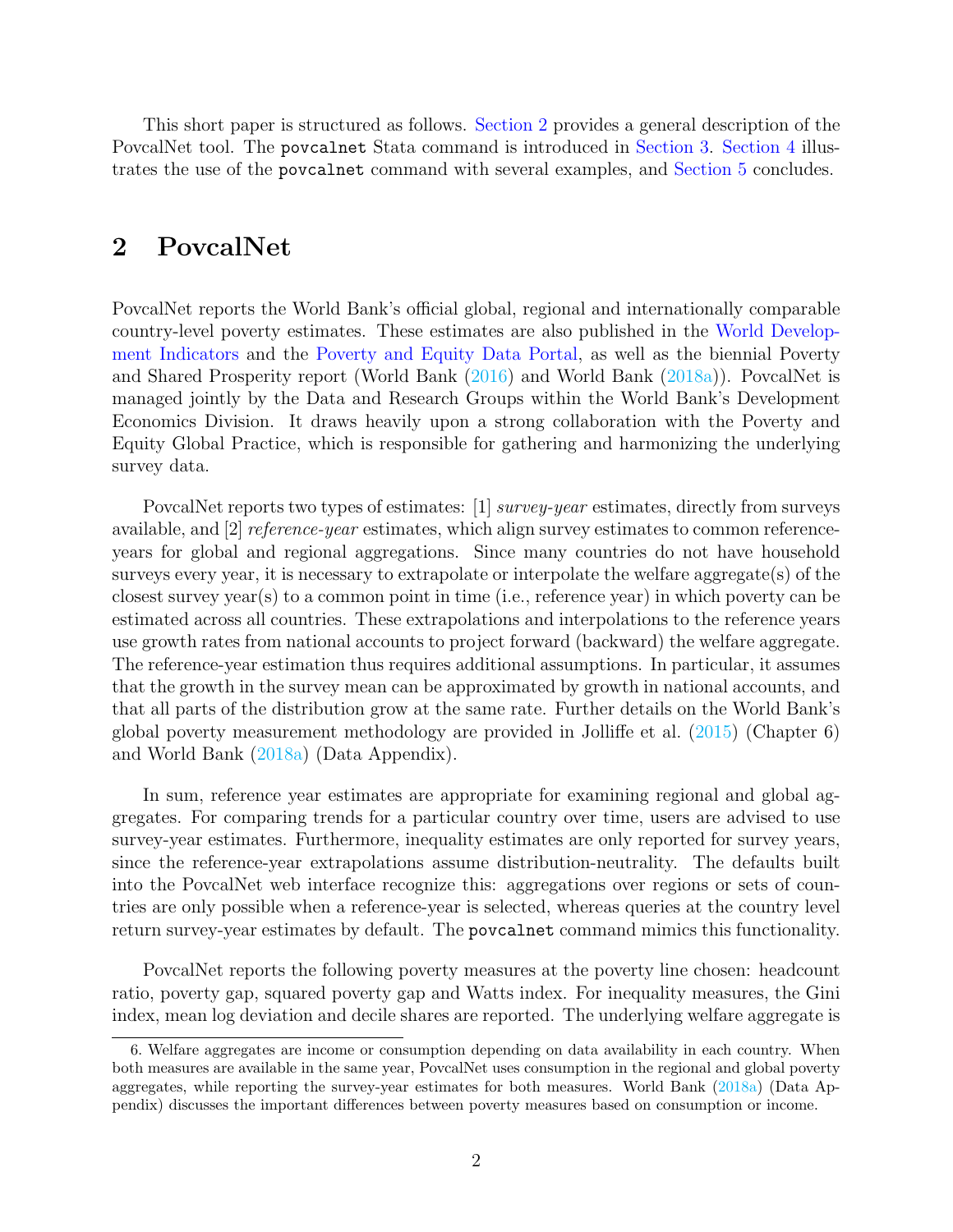This short paper is structured as follows. Section 2 provides a general description of the PovcalNet tool. The `povcalnet` Stata command is introduced in Section 3. Section 4 illustrates the use of the `povcalnet` command with several examples, and Section 5 concludes.

## 2 PovcalNet

PovcalNet reports the World Bank's official global, regional and internationally comparable country-level poverty estimates. These estimates are also published in the World Development Indicators and the Poverty and Equity Data Portal, as well as the biennial Poverty and Shared Prosperity report (World Bank (2016) and World Bank (2018a)). PovcalNet is managed jointly by the Data and Research Groups within the World Bank's Development Economics Division. It draws heavily upon a strong collaboration with the Poverty and Equity Global Practice, which is responsible for gathering and harmonizing the underlying survey data.

PovcalNet reports two types of estimates: [1] *survey-year* estimates, directly from surveys available, and [2] *reference-year* estimates, which align survey estimates to common reference-years for global and regional aggregations. Since many countries do not have household surveys every year, it is necessary to extrapolate or interpolate the welfare aggregate(s) of the closest survey year(s) to a common point in time (i.e., reference year) in which poverty can be estimated across all countries. These extrapolations and interpolations to the reference years use growth rates from national accounts to project forward (backward) the welfare aggregate. The reference-year estimation thus requires additional assumptions. In particular, it assumes that the growth in the survey mean can be approximated by growth in national accounts, and that all parts of the distribution grow at the same rate. Further details on the World Bank's global poverty measurement methodology are provided in Jolliffe et al. (2015) (Chapter 6) and World Bank (2018a) (Data Appendix).

In sum, reference year estimates are appropriate for examining regional and global aggregates. For comparing trends for a particular country over time, users are advised to use survey-year estimates. Furthermore, inequality estimates are only reported for survey years, since the reference-year extrapolations assume distribution-neutrality. The defaults built into the PovcalNet web interface recognize this: aggregations over regions or sets of countries are only possible when a reference-year is selected, whereas queries at the country level return survey-year estimates by default. The `povcalnet` command mimics this functionality.

PovcalNet reports the following poverty measures at the poverty line chosen: headcount ratio, poverty gap, squared poverty gap and Watts index. For inequality measures, the Gini index, mean log deviation and decile shares are reported. The underlying welfare aggregate is

6. Welfare aggregates are income or consumption depending on data availability in each country. When both measures are available in the same year, PovcalNet uses consumption in the regional and global poverty aggregates, while reporting the survey-year estimates for both measures. World Bank (2018a) (Data Appendix) discusses the important differences between poverty measures based on consumption or income.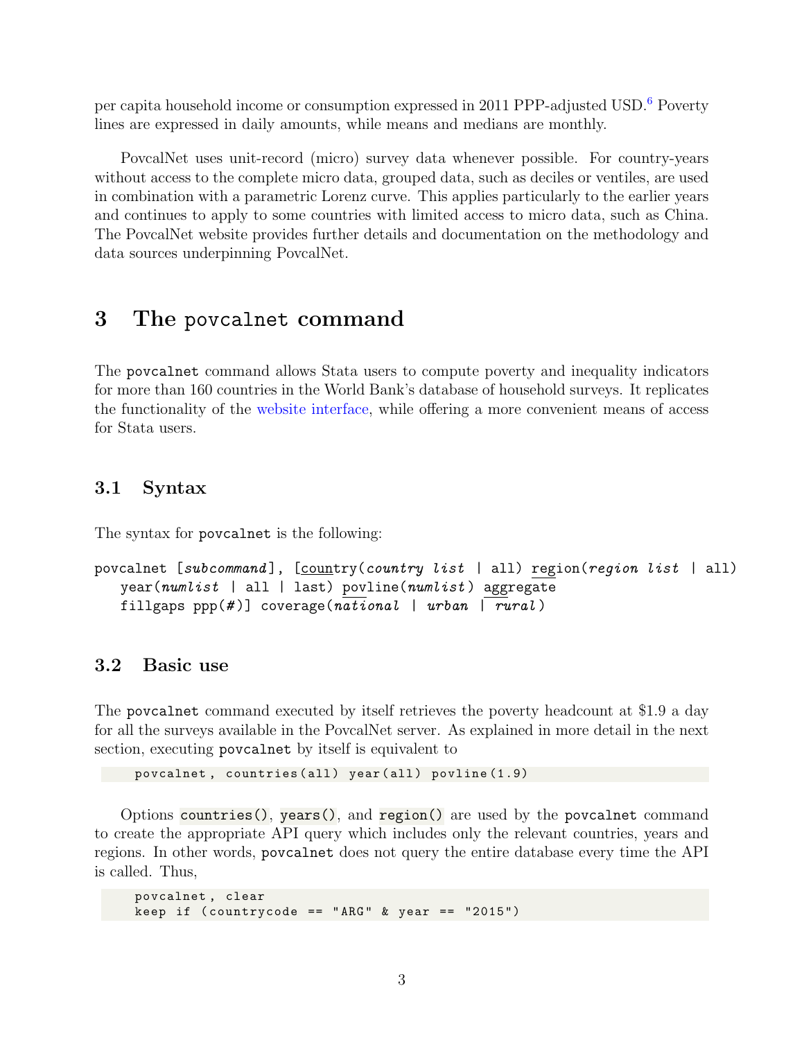per capita household income or consumption expressed in 2011 PPP-adjusted USD.[6] Poverty lines are expressed in daily amounts, while means and medians are monthly.

PovcalNet uses unit-record (micro) survey data whenever possible. For country-years without access to the complete micro data, grouped data, such as deciles or ventiles, are used in combination with a parametric Lorenz curve. This applies particularly to the earlier years and continues to apply to some countries with limited access to micro data, such as China. The PovcalNet website provides further details and documentation on the methodology and data sources underpinning PovcalNet.

# 3 The povcalnet command

The povcalnet command allows Stata users to compute poverty and inequality indicators for more than 160 countries in the World Bank's database of household surveys. It replicates the functionality of the website interface, while offering a more convenient means of access for Stata users.

## 3.1 Syntax

The syntax for povcalnet is the following:

```
povcalnet [subcommand], [country(country list | all) region(region list | all)
   year(numlist | all | last) povline(numlist) aggregate
   fillgaps ppp(#)] coverage(national | urban | rural)
```

## 3.2 Basic use

The povcalnet command executed by itself retrieves the poverty headcount at $1.9 a day for all the surveys available in the PovcalNet server. As explained in more detail in the next section, executing povcalnet by itself is equivalent to

```
povcalnet, countries(all) year(all) povline(1.9)
```

Options `countries()`, `years()`, and `region()` are used by the povcalnet command to create the appropriate API query which includes only the relevant countries, years and regions. In other words, povcalnet does not query the entire database every time the API is called. Thus,

```
povcalnet, clear
keep if (countrycode == "ARG" & year == "2015")
```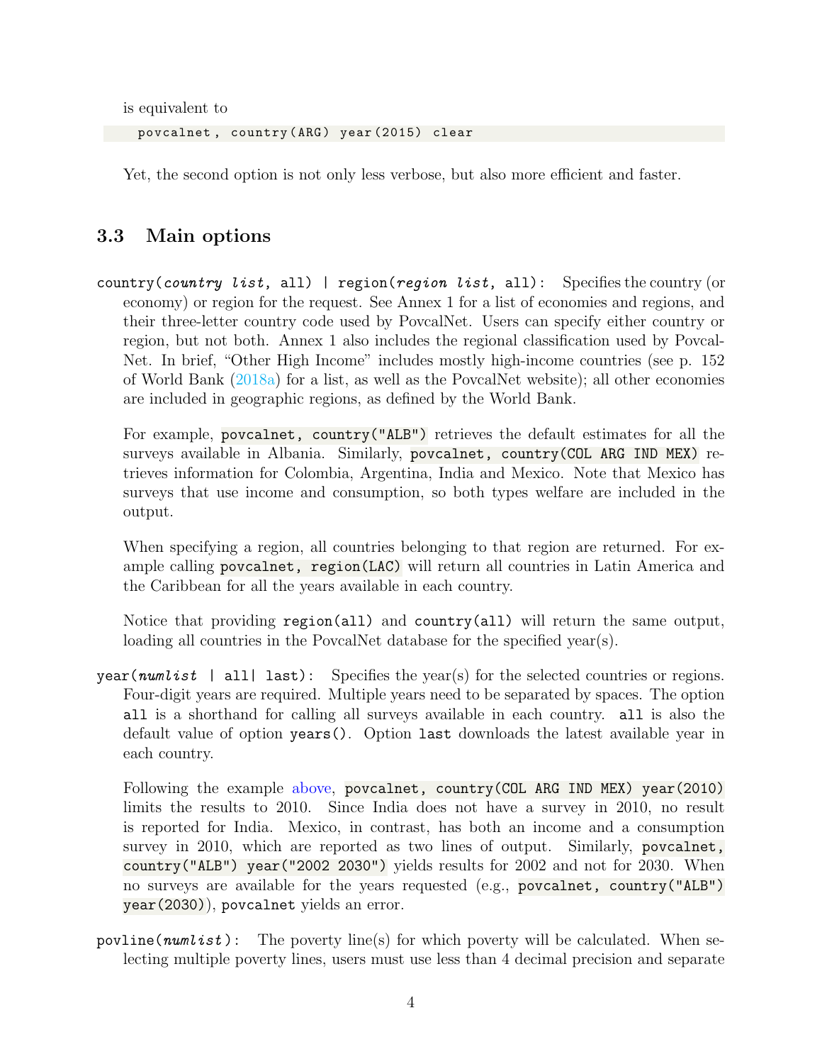is equivalent to

```
povcalnet , country(ARG) year(2015) clear
```

Yet, the second option is not only less verbose, but also more efficient and faster.

## 3.3 Main options

`country(`*country list*`, all) | region(`*region list*`, all)`: Specifies the country (or economy) or region for the request. See Annex 1 for a list of economies and regions, and their three-letter country code used by PovcalNet. Users can specify either country or region, but not both. Annex 1 also includes the regional classification used by PovcalNet. In brief, "Other High Income" includes mostly high-income countries (see p. 152 of World Bank (2018a) for a list, as well as the PovcalNet website); all other economies are included in geographic regions, as defined by the World Bank.

For example, `povcalnet, country("ALB")` retrieves the default estimates for all the surveys available in Albania. Similarly, `povcalnet, country(COL ARG IND MEX)` retrieves information for Colombia, Argentina, India and Mexico. Note that Mexico has surveys that use income and consumption, so both types welfare are included in the output.

When specifying a region, all countries belonging to that region are returned. For example calling `povcalnet, region(LAC)` will return all countries in Latin America and the Caribbean for all the years available in each country.

Notice that providing `region(all)` and `country(all)` will return the same output, loading all countries in the PovcalNet database for the specified year(s).

`year(`*numlist*` | all| last)`: Specifies the year(s) for the selected countries or regions. Four-digit years are required. Multiple years need to be separated by spaces. The option `all` is a shorthand for calling all surveys available in each country. `all` is also the default value of option `years()`. Option `last` downloads the latest available year in each country.

Following the example above, `povcalnet, country(COL ARG IND MEX) year(2010)` limits the results to 2010. Since India does not have a survey in 2010, no result is reported for India. Mexico, in contrast, has both an income and a consumption survey in 2010, which are reported as two lines of output. Similarly, `povcalnet, country("ALB") year("2002 2030")` yields results for 2002 and not for 2030. When no surveys are available for the years requested (e.g., `povcalnet, country("ALB") year(2030)`), `povcalnet` yields an error.

`povline(`*numlist*`)`: The poverty line(s) for which poverty will be calculated. When selecting multiple poverty lines, users must use less than 4 decimal precision and separate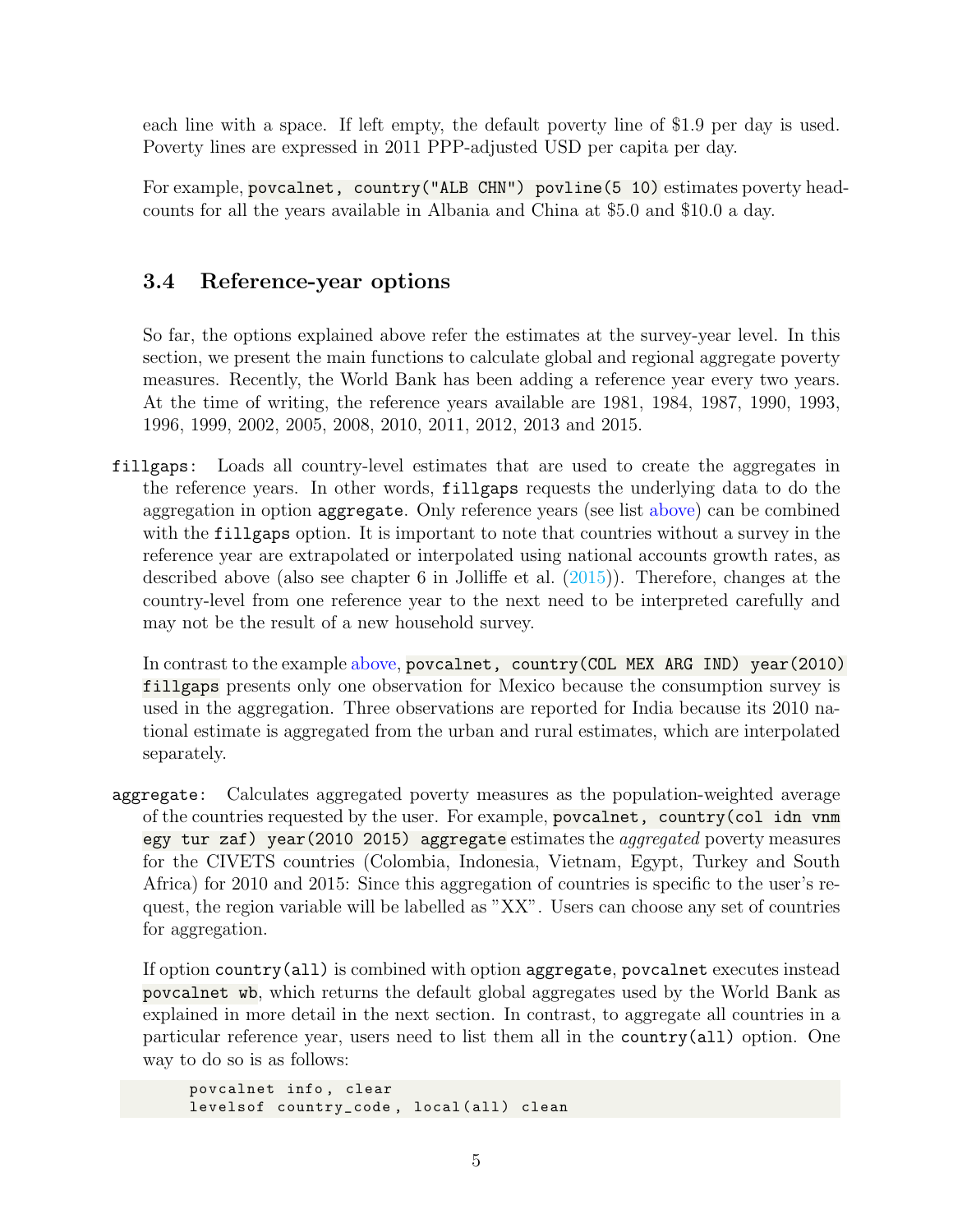each line with a space. If left empty, the default poverty line of $1.9 per day is used. Poverty lines are expressed in 2011 PPP-adjusted USD per capita per day.

For example, `povcalnet, country("ALB CHN") povline(5 10)` estimates poverty headcounts for all the years available in Albania and China at $5.0 and $10.0 a day.

### 3.4 Reference-year options

So far, the options explained above refer the estimates at the survey-year level. In this section, we present the main functions to calculate global and regional aggregate poverty measures. Recently, the World Bank has been adding a reference year every two years. At the time of writing, the reference years available are 1981, 1984, 1987, 1990, 1993, 1996, 1999, 2002, 2005, 2008, 2010, 2011, 2012, 2013 and 2015.

`fillgaps`: Loads all country-level estimates that are used to create the aggregates in the reference years. In other words, `fillgaps` requests the underlying data to do the aggregation in option `aggregate`. Only reference years (see list above) can be combined with the `fillgaps` option. It is important to note that countries without a survey in the reference year are extrapolated or interpolated using national accounts growth rates, as described above (also see chapter 6 in Jolliffe et al. (2015)). Therefore, changes at the country-level from one reference year to the next need to be interpreted carefully and may not be the result of a new household survey.

In contrast to the example above, `povcalnet, country(COL MEX ARG IND) year(2010) fillgaps` presents only one observation for Mexico because the consumption survey is used in the aggregation. Three observations are reported for India because its 2010 national estimate is aggregated from the urban and rural estimates, which are interpolated separately.

`aggregate`: Calculates aggregated poverty measures as the population-weighted average of the countries requested by the user. For example, `povcalnet, country(col idn vnm egy tur zaf) year(2010 2015) aggregate` estimates the *aggregated* poverty measures for the CIVETS countries (Colombia, Indonesia, Vietnam, Egypt, Turkey and South Africa) for 2010 and 2015: Since this aggregation of countries is specific to the user's request, the region variable will be labelled as "XX". Users can choose any set of countries for aggregation.

If option `country(all)` is combined with option `aggregate`, `povcalnet` executes instead `povcalnet wb`, which returns the default global aggregates used by the World Bank as explained in more detail in the next section. In contrast, to aggregate all countries in a particular reference year, users need to list them all in the `country(all)` option. One way to do so is as follows:

```
povcalnet info, clear
levelsof country_code, local(all) clean
```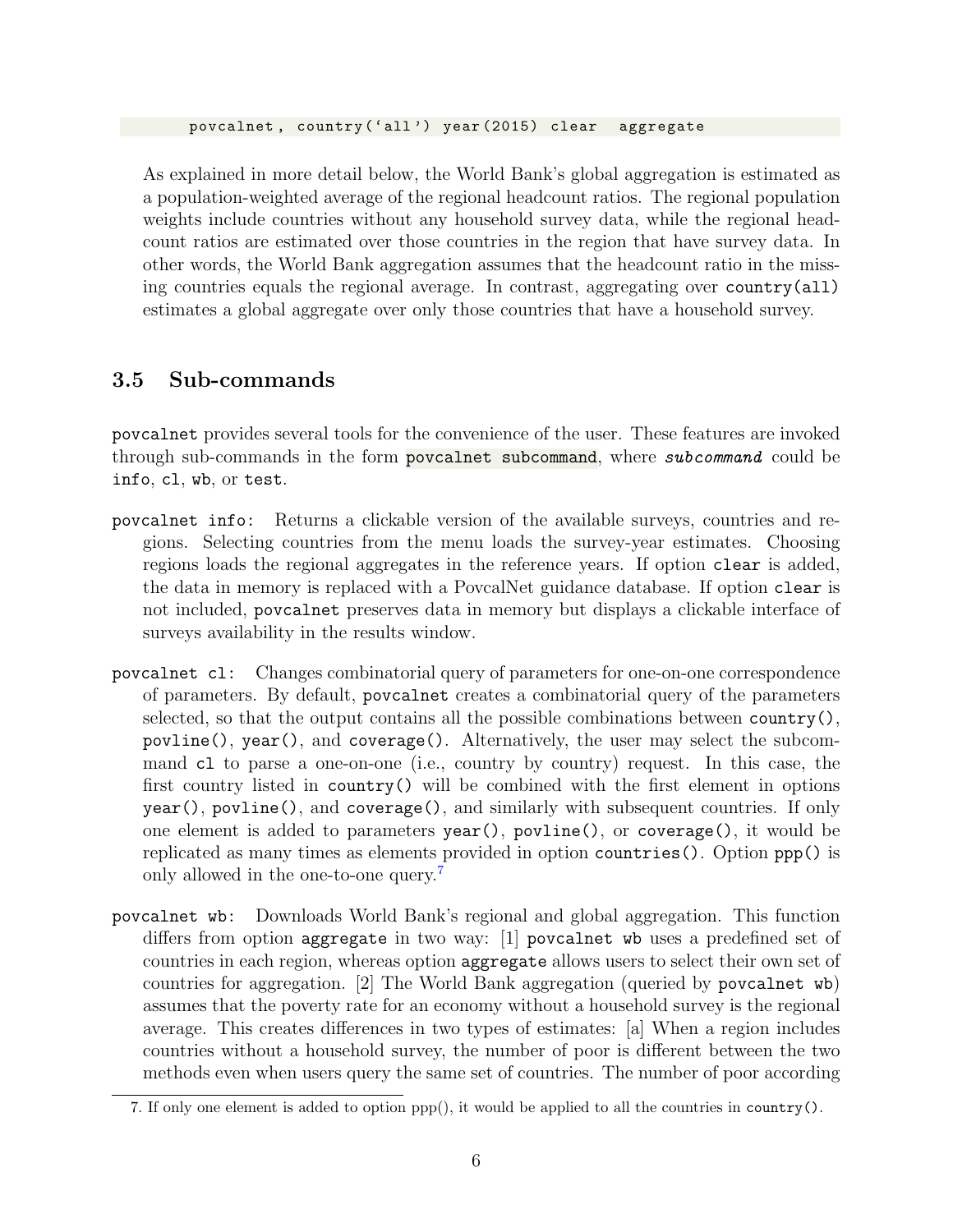```
povcalnet, country('all') year(2015) clear  aggregate
```

As explained in more detail below, the World Bank's global aggregation is estimated as a population-weighted average of the regional headcount ratios. The regional population weights include countries without any household survey data, while the regional headcount ratios are estimated over those countries in the region that have survey data. In other words, the World Bank aggregation assumes that the headcount ratio in the missing countries equals the regional average. In contrast, aggregating over `country(all)` estimates a global aggregate over only those countries that have a household survey.

## 3.5 Sub-commands

`povcalnet` provides several tools for the convenience of the user. These features are invoked through sub-commands in the form `povcalnet subcommand`, where ***subcommand*** could be `info`, `cl`, `wb`, or `test`.

`povcalnet info`: Returns a clickable version of the available surveys, countries and regions. Selecting countries from the menu loads the survey-year estimates. Choosing regions loads the regional aggregates in the reference years. If option `clear` is added, the data in memory is replaced with a PovcalNet guidance database. If option `clear` is not included, `povcalnet` preserves data in memory but displays a clickable interface of surveys availability in the results window.

`povcalnet cl`: Changes combinatorial query of parameters for one-on-one correspondence of parameters. By default, `povcalnet` creates a combinatorial query of the parameters selected, so that the output contains all the possible combinations between `country()`, `povline()`, `year()`, and `coverage()`. Alternatively, the user may select the subcommand `cl` to parse a one-on-one (i.e., country by country) request. In this case, the first country listed in `country()` will be combined with the first element in options `year()`, `povline()`, and `coverage()`, and similarly with subsequent countries. If only one element is added to parameters `year()`, `povline()`, or `coverage()`, it would be replicated as many times as elements provided in option `countries()`. Option `ppp()` is only allowed in the one-to-one query.[7]

`povcalnet wb`: Downloads World Bank's regional and global aggregation. This function differs from option `aggregate` in two way: [1] `povcalnet wb` uses a predefined set of countries in each region, whereas option `aggregate` allows users to select their own set of countries for aggregation. [2] The World Bank aggregation (queried by `povcalnet wb`) assumes that the poverty rate for an economy without a household survey is the regional average. This creates differences in two types of estimates: [a] When a region includes countries without a household survey, the number of poor is different between the two methods even when users query the same set of countries. The number of poor according

---

7. If only one element is added to option ppp(), it would be applied to all the countries in `country()`.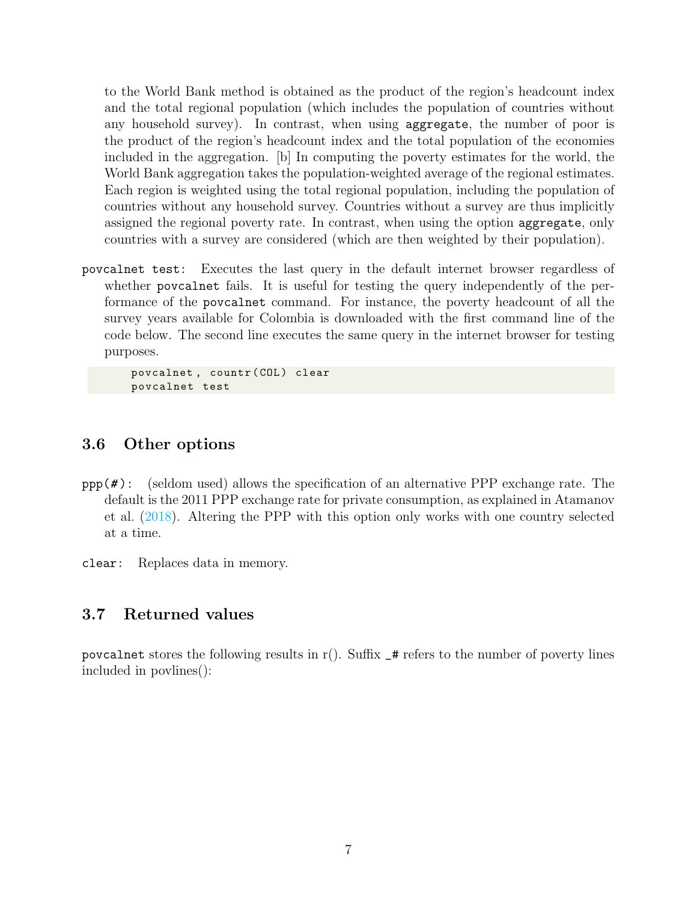to the World Bank method is obtained as the product of the region's headcount index and the total regional population (which includes the population of countries without any household survey). In contrast, when using `aggregate`, the number of poor is the product of the region's headcount index and the total population of the economies included in the aggregation. [b] In computing the poverty estimates for the world, the World Bank aggregation takes the population-weighted average of the regional estimates. Each region is weighted using the total regional population, including the population of countries without any household survey. Countries without a survey are thus implicitly assigned the regional poverty rate. In contrast, when using the option `aggregate`, only countries with a survey are considered (which are then weighted by their population).

`povcalnet test`: Executes the last query in the default internet browser regardless of whether `povcalnet` fails. It is useful for testing the query independently of the performance of the `povcalnet` command. For instance, the poverty headcount of all the survey years available for Colombia is downloaded with the first command line of the code below. The second line executes the same query in the internet browser for testing purposes.

```
povcalnet , countr(COL) clear
povcalnet test
```

## 3.6 Other options

`ppp(#)`: (seldom used) allows the specification of an alternative PPP exchange rate. The default is the 2011 PPP exchange rate for private consumption, as explained in Atamanov et al. (2018). Altering the PPP with this option only works with one country selected at a time.

`clear`: Replaces data in memory.

## 3.7 Returned values

`povcalnet` stores the following results in r(). Suffix `_#` refers to the number of poverty lines included in povlines():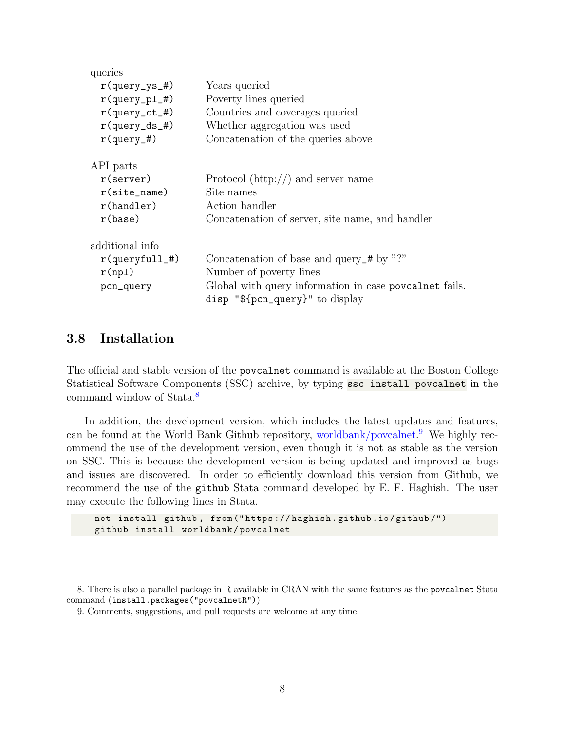| | |
|---|---|
| queries | |
| `r(query_ys_#)` | Years queried |
| `r(query_pl_#)` | Poverty lines queried |
| `r(query_ct_#)` | Countries and coverages queried |
| `r(query_ds_#)` | Whether aggregation was used |
| `r(query_#)` | Concatenation of the queries above |
| API parts | |
| `r(server)` | Protocol (http://) and server name |
| `r(site_name)` | Site names |
| `r(handler)` | Action handler |
| `r(base)` | Concatenation of server, site name, and handler |
| additional info | |
| `r(queryfull_#)` | Concatenation of base and query_# by "?" |
| `r(npl)` | Number of poverty lines |
| `pcn_query` | Global with query information in case `povcalnet` fails. `disp "${pcn_query}"` to display |

## 3.8 Installation

The official and stable version of the `povcalnet` command is available at the Boston College Statistical Software Components (SSC) archive, by typing `ssc install povcalnet` in the command window of Stata.[8]

In addition, the development version, which includes the latest updates and features, can be found at the World Bank Github repository, worldbank/povcalnet.[9] We highly recommend the use of the development version, even though it is not as stable as the version on SSC. This is because the development version is being updated and improved as bugs and issues are discovered. In order to efficiently download this version from Github, we recommend the use of the `github` Stata command developed by E. F. Haghish. The user may execute the following lines in Stata.

```
net install github, from("https://haghish.github.io/github/")
github install worldbank/povcalnet
```

8. There is also a parallel package in R available in CRAN with the same features as the `povcalnet` Stata command (`install.packages("povcalnetR")`)

9. Comments, suggestions, and pull requests are welcome at any time.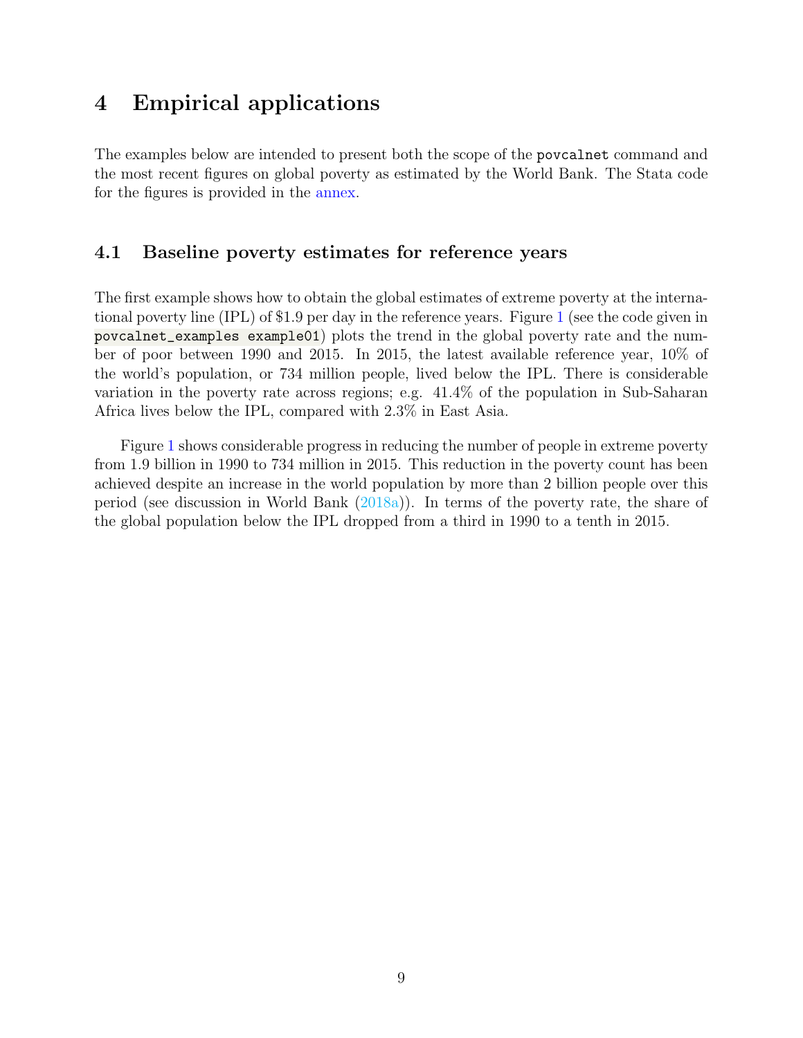# 4 Empirical applications

The examples below are intended to present both the scope of the `povcalnet` command and the most recent figures on global poverty as estimated by the World Bank. The Stata code for the figures is provided in the annex.

## 4.1 Baseline poverty estimates for reference years

The first example shows how to obtain the global estimates of extreme poverty at the international poverty line (IPL) of $1.9 per day in the reference years. Figure 1 (see the code given in `povcalnet_examples example01`) plots the trend in the global poverty rate and the number of poor between 1990 and 2015. In 2015, the latest available reference year, 10% of the world's population, or 734 million people, lived below the IPL. There is considerable variation in the poverty rate across regions; e.g. 41.4% of the population in Sub-Saharan Africa lives below the IPL, compared with 2.3% in East Asia.

Figure 1 shows considerable progress in reducing the number of people in extreme poverty from 1.9 billion in 1990 to 734 million in 2015. This reduction in the poverty count has been achieved despite an increase in the world population by more than 2 billion people over this period (see discussion in World Bank (2018a)). In terms of the poverty rate, the share of the global population below the IPL dropped from a third in 1990 to a tenth in 2015.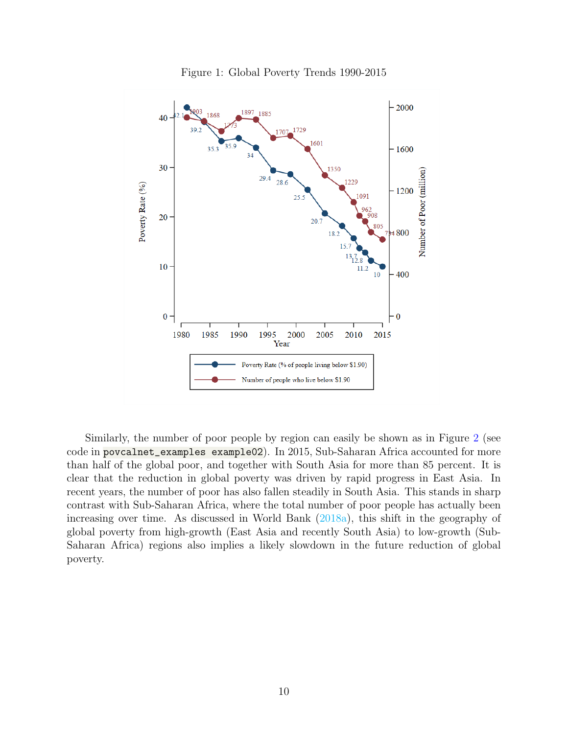Figure 1: Global Poverty Trends 1990-2015

Similarly, the number of poor people by region can easily be shown as in Figure 2 (see code in `povcalnet_examples example02`). In 2015, Sub-Saharan Africa accounted for more than half of the global poor, and together with South Asia for more than 85 percent. It is clear that the reduction in global poverty was driven by rapid progress in East Asia. In recent years, the number of poor has also fallen steadily in South Asia. This stands in sharp contrast with Sub-Saharan Africa, where the total number of poor people has actually been increasing over time. As discussed in World Bank (2018a), this shift in the geography of global poverty from high-growth (East Asia and recently South Asia) to low-growth (Sub-Saharan Africa) regions also implies a likely slowdown in the future reduction of global poverty.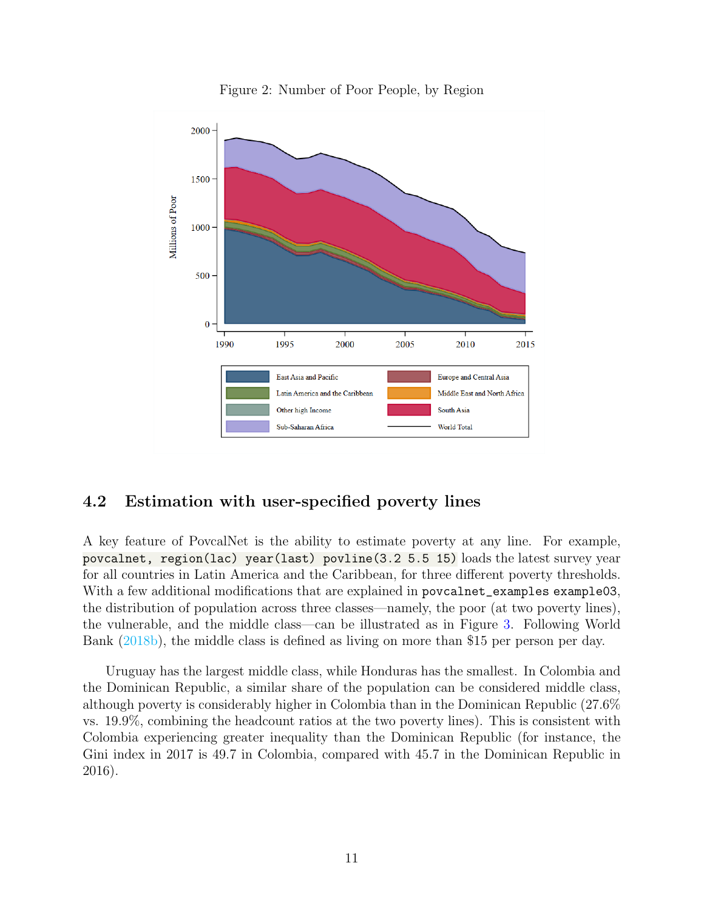Figure 2: Number of Poor People, by Region

## 4.2 Estimation with user-specified poverty lines

A key feature of PovcalNet is the ability to estimate poverty at any line. For example, `povcalnet, region(lac) year(last) povline(3.2 5.5 15)` loads the latest survey year for all countries in Latin America and the Caribbean, for three different poverty thresholds. With a few additional modifications that are explained in `povcalnet_examples example03`, the distribution of population across three classes—namely, the poor (at two poverty lines), the vulnerable, and the middle class—can be illustrated as in Figure 3. Following World Bank (2018b), the middle class is defined as living on more than $15 per person per day.

Uruguay has the largest middle class, while Honduras has the smallest. In Colombia and the Dominican Republic, a similar share of the population can be considered middle class, although poverty is considerably higher in Colombia than in the Dominican Republic (27.6% vs. 19.9%, combining the headcount ratios at the two poverty lines). This is consistent with Colombia experiencing greater inequality than the Dominican Republic (for instance, the Gini index in 2017 is 49.7 in Colombia, compared with 45.7 in the Dominican Republic in 2016).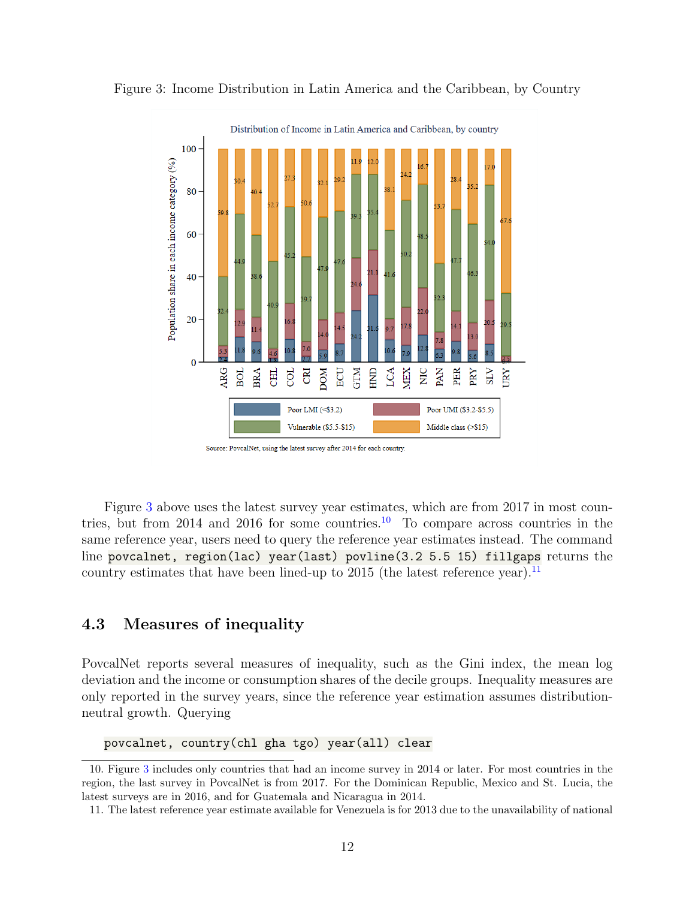Figure 3: Income Distribution in Latin America and the Caribbean, by Country

Figure 3 above uses the latest survey year estimates, which are from 2017 in most countries, but from 2014 and 2016 for some countries.[10] To compare across countries in the same reference year, users need to query the reference year estimates instead. The command line `povcalnet, region(lac) year(last) povline(3.2 5.5 15) fillgaps` returns the country estimates that have been lined-up to 2015 (the latest reference year).[11]

### 4.3 Measures of inequality

PovcalNet reports several measures of inequality, such as the Gini index, the mean log deviation and the income or consumption shares of the decile groups. Inequality measures are only reported in the survey years, since the reference year estimation assumes distribution-neutral growth. Querying

```
povcalnet, country(chl gha tgo) year(all) clear
```

10. Figure 3 includes only countries that had an income survey in 2014 or later. For most countries in the region, the last survey in PovcalNet is from 2017. For the Dominican Republic, Mexico and St. Lucia, the latest surveys are in 2016, and for Guatemala and Nicaragua in 2014.

11. The latest reference year estimate available for Venezuela is for 2013 due to the unavailability of national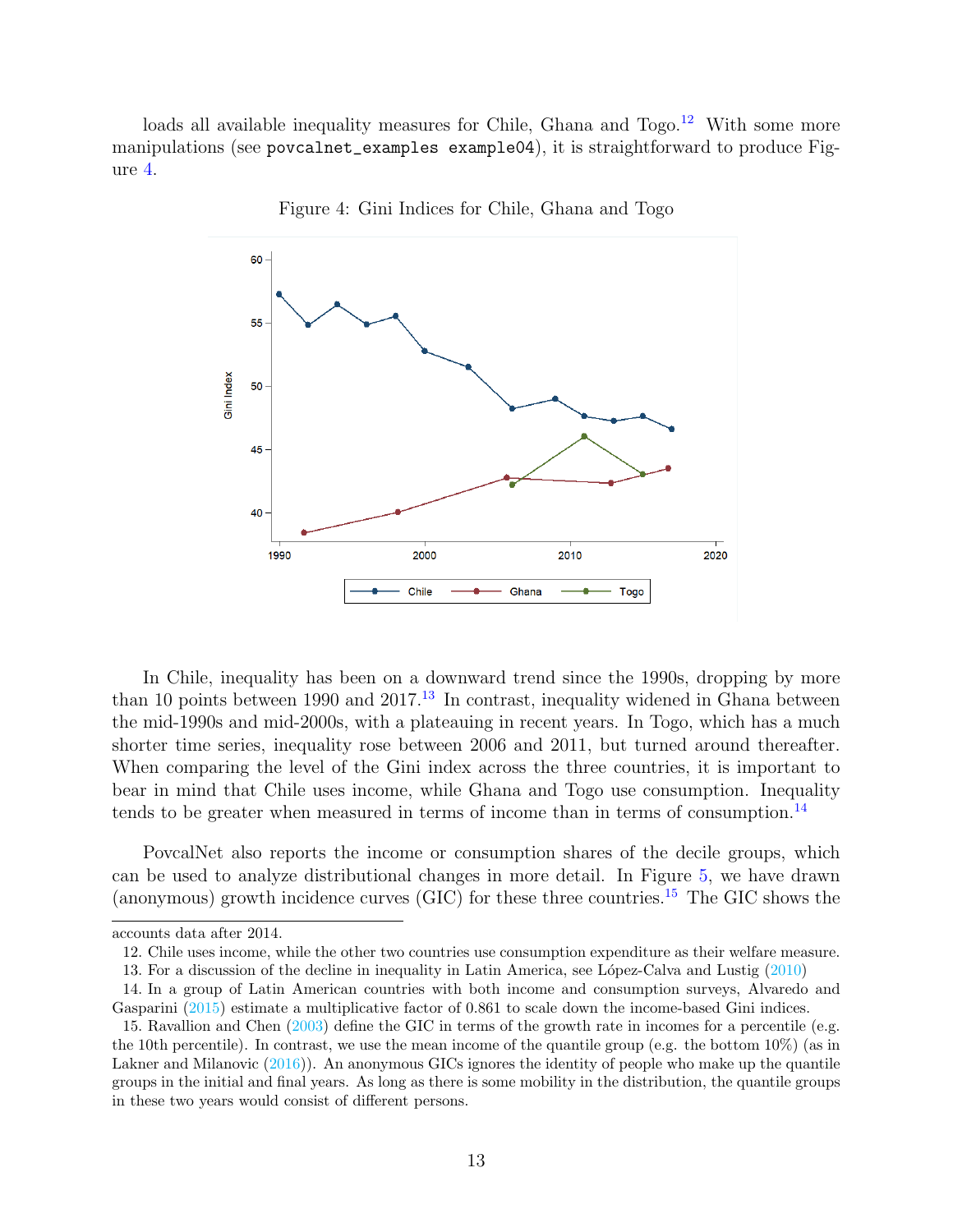loads all available inequality measures for Chile, Ghana and Togo.[12] With some more manipulations (see `povcalnet_examples example04`), it is straightforward to produce Figure 4.

Figure 4: Gini Indices for Chile, Ghana and Togo

In Chile, inequality has been on a downward trend since the 1990s, dropping by more than 10 points between 1990 and 2017.[13] In contrast, inequality widened in Ghana between the mid-1990s and mid-2000s, with a plateauing in recent years. In Togo, which has a much shorter time series, inequality rose between 2006 and 2011, but turned around thereafter. When comparing the level of the Gini index across the three countries, it is important to bear in mind that Chile uses income, while Ghana and Togo use consumption. Inequality tends to be greater when measured in terms of income than in terms of consumption.[14]

PovcalNet also reports the income or consumption shares of the decile groups, which can be used to analyze distributional changes in more detail. In Figure 5, we have drawn (anonymous) growth incidence curves (GIC) for these three countries.[15] The GIC shows the

---

accounts data after 2014.

12. Chile uses income, while the other two countries use consumption expenditure as their welfare measure.

13. For a discussion of the decline in inequality in Latin America, see López-Calva and Lustig (2010)

14. In a group of Latin American countries with both income and consumption surveys, Alvaredo and Gasparini (2015) estimate a multiplicative factor of 0.861 to scale down the income-based Gini indices.

15. Ravallion and Chen (2003) define the GIC in terms of the growth rate in incomes for a percentile (e.g. the 10th percentile). In contrast, we use the mean income of the quantile group (e.g. the bottom 10%) (as in Lakner and Milanovic (2016)). An anonymous GICs ignores the identity of people who make up the quantile groups in the initial and final years. As long as there is some mobility in the distribution, the quantile groups in these two years would consist of different persons.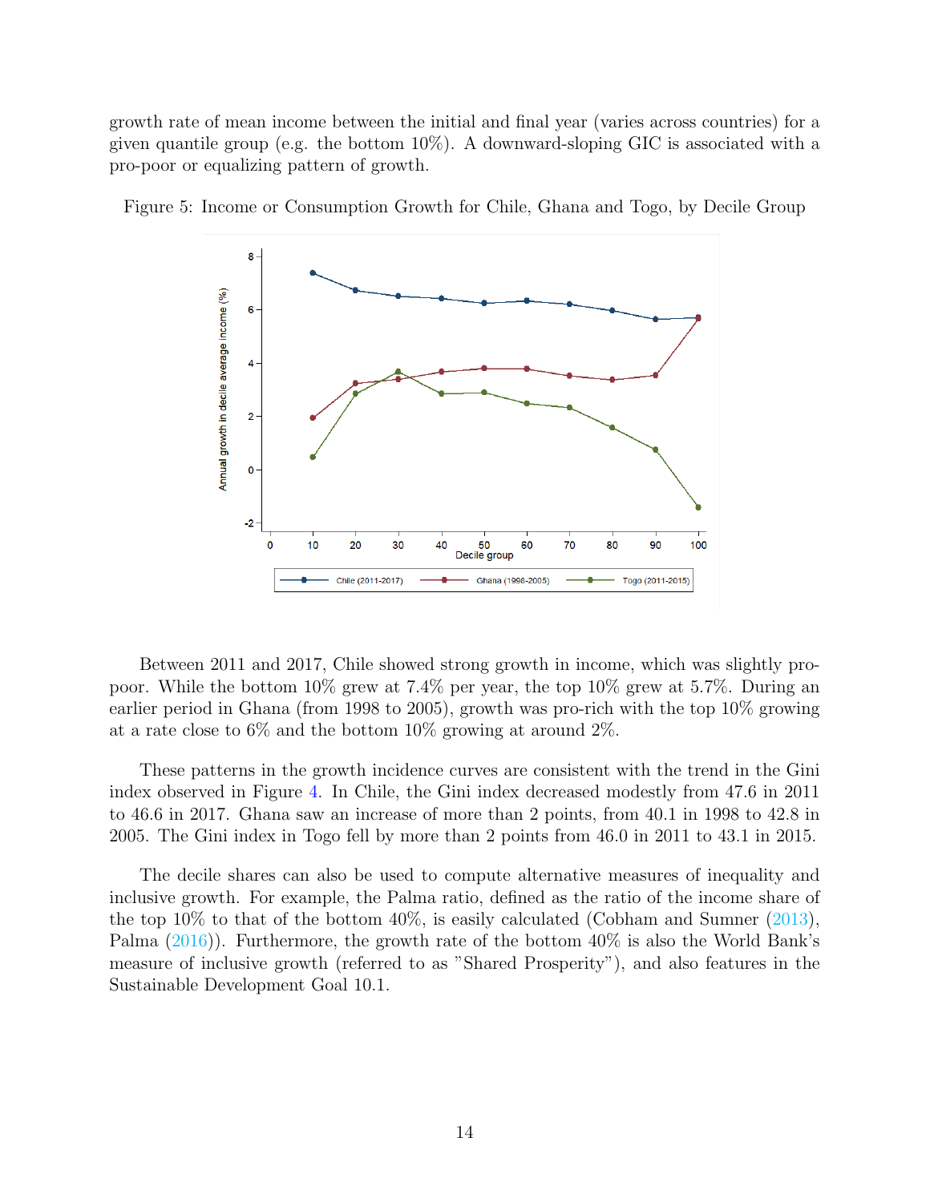growth rate of mean income between the initial and final year (varies across countries) for a given quantile group (e.g. the bottom 10%). A downward-sloping GIC is associated with a pro-poor or equalizing pattern of growth.

Figure 5: Income or Consumption Growth for Chile, Ghana and Togo, by Decile Group

Between 2011 and 2017, Chile showed strong growth in income, which was slightly pro-poor. While the bottom 10% grew at 7.4% per year, the top 10% grew at 5.7%. During an earlier period in Ghana (from 1998 to 2005), growth was pro-rich with the top 10% growing at a rate close to 6% and the bottom 10% growing at around 2%.

These patterns in the growth incidence curves are consistent with the trend in the Gini index observed in Figure 4. In Chile, the Gini index decreased modestly from 47.6 in 2011 to 46.6 in 2017. Ghana saw an increase of more than 2 points, from 40.1 in 1998 to 42.8 in 2005. The Gini index in Togo fell by more than 2 points from 46.0 in 2011 to 43.1 in 2015.

The decile shares can also be used to compute alternative measures of inequality and inclusive growth. For example, the Palma ratio, defined as the ratio of the income share of the top 10% to that of the bottom 40%, is easily calculated (Cobham and Sumner (2013), Palma (2016)). Furthermore, the growth rate of the bottom 40% is also the World Bank's measure of inclusive growth (referred to as "Shared Prosperity"), and also features in the Sustainable Development Goal 10.1.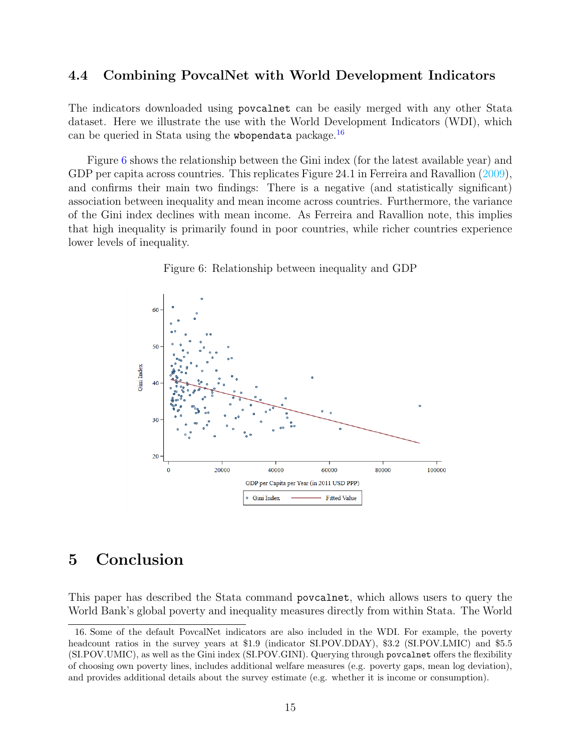### 4.4 Combining PovcalNet with World Development Indicators

The indicators downloaded using `povcalnet` can be easily merged with any other Stata dataset. Here we illustrate the use with the World Development Indicators (WDI), which can be queried in Stata using the `wbopendata` package.[16]

Figure 6 shows the relationship between the Gini index (for the latest available year) and GDP per capita across countries. This replicates Figure 24.1 in Ferreira and Ravallion (2009), and confirms their main two findings: There is a negative (and statistically significant) association between inequality and mean income across countries. Furthermore, the variance of the Gini index declines with mean income. As Ferreira and Ravallion note, this implies that high inequality is primarily found in poor countries, while richer countries experience lower levels of inequality.

Figure 6: Relationship between inequality and GDP

# 5 Conclusion

This paper has described the Stata command `povcalnet`, which allows users to query the World Bank's global poverty and inequality measures directly from within Stata. The World

16. Some of the default PovcalNet indicators are also included in the WDI. For example, the poverty headcount ratios in the survey years at $1.9 (indicator SI.POV.DDAY), $3.2 (SI.POV.LMIC) and $5.5 (SI.POV.UMIC), as well as the Gini index (SI.POV.GINI). Querying through `povcalnet` offers the flexibility of choosing own poverty lines, includes additional welfare measures (e.g. poverty gaps, mean log deviation), and provides additional details about the survey estimate (e.g. whether it is income or consumption).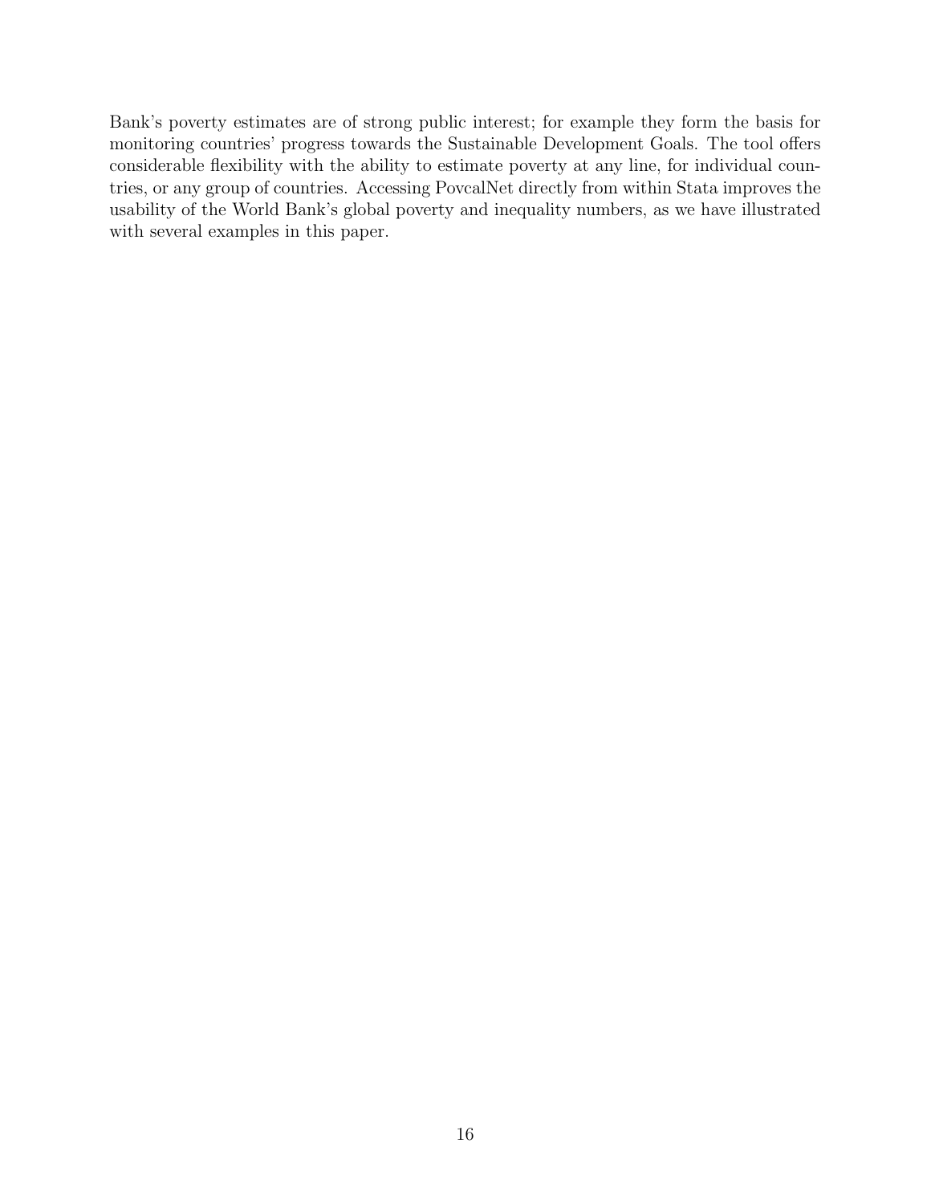Bank's poverty estimates are of strong public interest; for example they form the basis for monitoring countries' progress towards the Sustainable Development Goals. The tool offers considerable flexibility with the ability to estimate poverty at any line, for individual countries, or any group of countries. Accessing PovcalNet directly from within Stata improves the usability of the World Bank's global poverty and inequality numbers, as we have illustrated with several examples in this paper.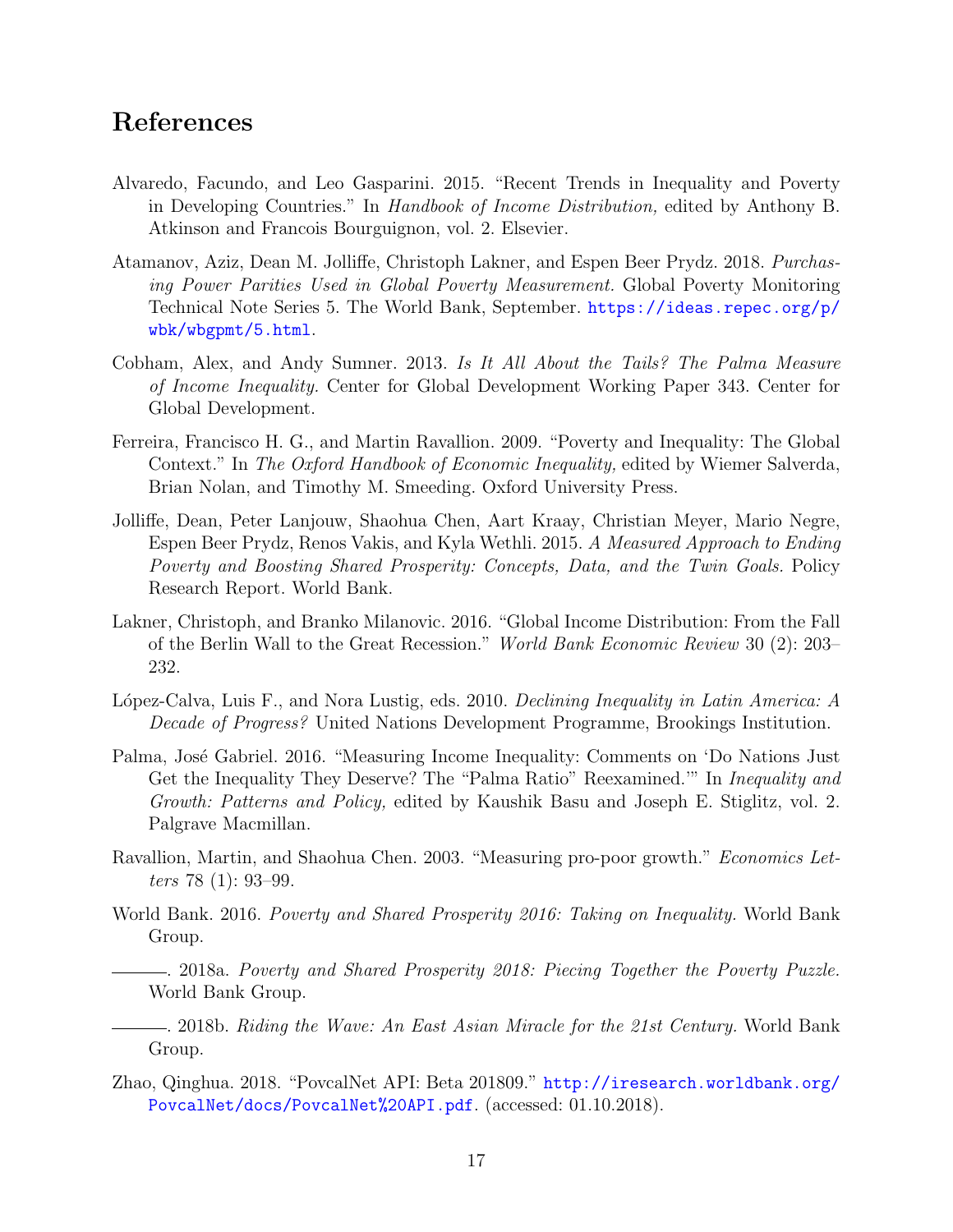## References

Alvaredo, Facundo, and Leo Gasparini. 2015. "Recent Trends in Inequality and Poverty in Developing Countries." In *Handbook of Income Distribution,* edited by Anthony B. Atkinson and Francois Bourguignon, vol. 2. Elsevier.

Atamanov, Aziz, Dean M. Jolliffe, Christoph Lakner, and Espen Beer Prydz. 2018. *Purchasing Power Parities Used in Global Poverty Measurement.* Global Poverty Monitoring Technical Note Series 5. The World Bank, September. https://ideas.repec.org/p/wbk/wbgpmt/5.html.

Cobham, Alex, and Andy Sumner. 2013. *Is It All About the Tails? The Palma Measure of Income Inequality.* Center for Global Development Working Paper 343. Center for Global Development.

Ferreira, Francisco H. G., and Martin Ravallion. 2009. "Poverty and Inequality: The Global Context." In *The Oxford Handbook of Economic Inequality,* edited by Wiemer Salverda, Brian Nolan, and Timothy M. Smeeding. Oxford University Press.

Jolliffe, Dean, Peter Lanjouw, Shaohua Chen, Aart Kraay, Christian Meyer, Mario Negre, Espen Beer Prydz, Renos Vakis, and Kyla Wethli. 2015. *A Measured Approach to Ending Poverty and Boosting Shared Prosperity: Concepts, Data, and the Twin Goals.* Policy Research Report. World Bank.

Lakner, Christoph, and Branko Milanovic. 2016. "Global Income Distribution: From the Fall of the Berlin Wall to the Great Recession." *World Bank Economic Review* 30 (2): 203–232.

López-Calva, Luis F., and Nora Lustig, eds. 2010. *Declining Inequality in Latin America: A Decade of Progress?* United Nations Development Programme, Brookings Institution.

Palma, José Gabriel. 2016. "Measuring Income Inequality: Comments on 'Do Nations Just Get the Inequality They Deserve? The "Palma Ratio" Reexamined.'" In *Inequality and Growth: Patterns and Policy,* edited by Kaushik Basu and Joseph E. Stiglitz, vol. 2. Palgrave Macmillan.

Ravallion, Martin, and Shaohua Chen. 2003. "Measuring pro-poor growth." *Economics Letters* 78 (1): 93–99.

World Bank. 2016. *Poverty and Shared Prosperity 2016: Taking on Inequality.* World Bank Group.

———. 2018a. *Poverty and Shared Prosperity 2018: Piecing Together the Poverty Puzzle.* World Bank Group.

———. 2018b. *Riding the Wave: An East Asian Miracle for the 21st Century.* World Bank Group.

Zhao, Qinghua. 2018. "PovcalNet API: Beta 201809." http://iresearch.worldbank.org/PovcalNet/docs/PovcalNet%20API.pdf. (accessed: 01.10.2018).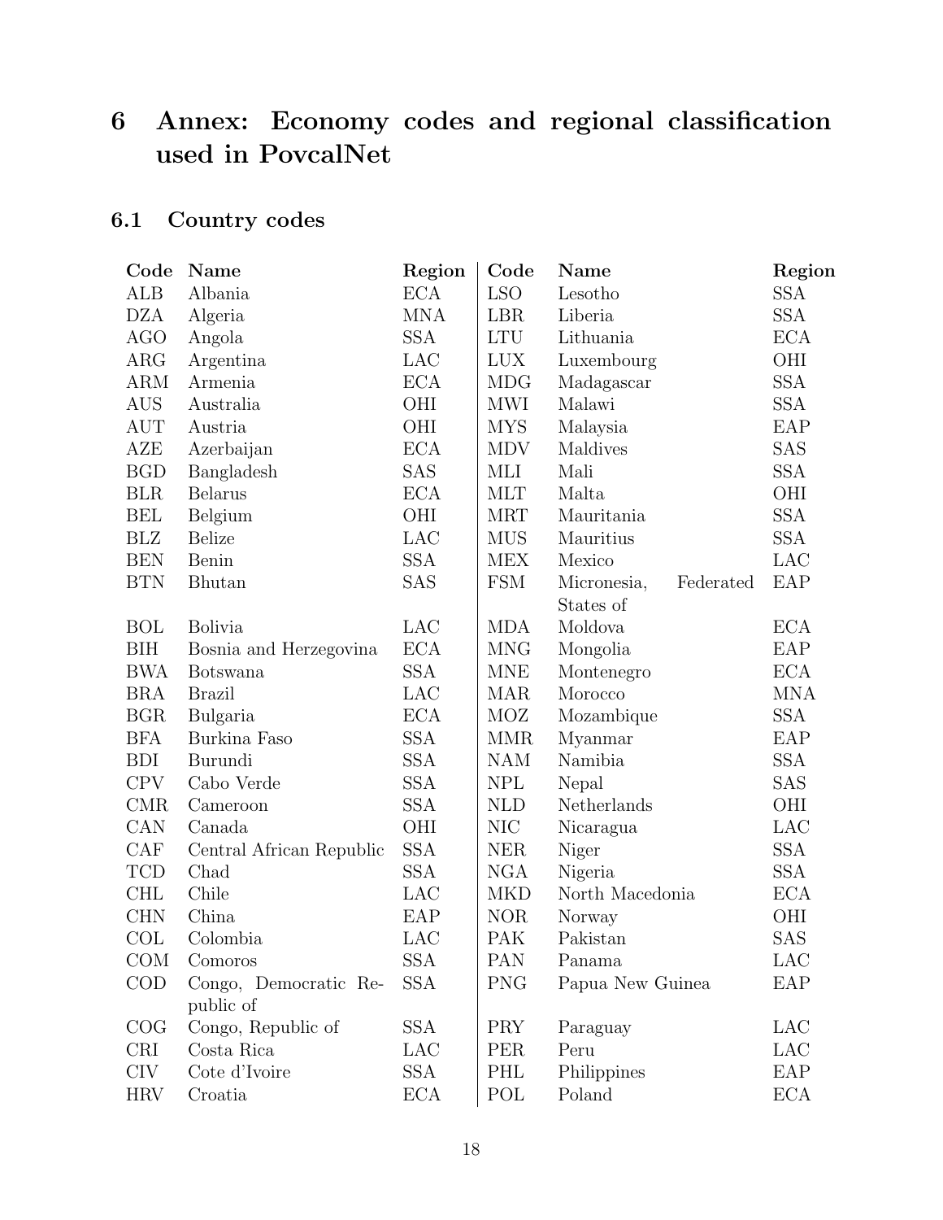# 6 Annex: Economy codes and regional classification used in PovcalNet

## 6.1 Country codes

| Code | Name | Region | Code | Name | Region |
|---|---|---|---|---|---|
| ALB | Albania | ECA | LSO | Lesotho | SSA |
| DZA | Algeria | MNA | LBR | Liberia | SSA |
| AGO | Angola | SSA | LTU | Lithuania | ECA |
| ARG | Argentina | LAC | LUX | Luxembourg | OHI |
| ARM | Armenia | ECA | MDG | Madagascar | SSA |
| AUS | Australia | OHI | MWI | Malawi | SSA |
| AUT | Austria | OHI | MYS | Malaysia | EAP |
| AZE | Azerbaijan | ECA | MDV | Maldives | SAS |
| BGD | Bangladesh | SAS | MLI | Mali | SSA |
| BLR | Belarus | ECA | MLT | Malta | OHI |
| BEL | Belgium | OHI | MRT | Mauritania | SSA |
| BLZ | Belize | LAC | MUS | Mauritius | SSA |
| BEN | Benin | SSA | MEX | Mexico | LAC |
| BTN | Bhutan | SAS | FSM | Micronesia, Federated States of | EAP |
| BOL | Bolivia | LAC | MDA | Moldova | ECA |
| BIH | Bosnia and Herzegovina | ECA | MNG | Mongolia | EAP |
| BWA | Botswana | SSA | MNE | Montenegro | ECA |
| BRA | Brazil | LAC | MAR | Morocco | MNA |
| BGR | Bulgaria | ECA | MOZ | Mozambique | SSA |
| BFA | Burkina Faso | SSA | MMR | Myanmar | EAP |
| BDI | Burundi | SSA | NAM | Namibia | SSA |
| CPV | Cabo Verde | SSA | NPL | Nepal | SAS |
| CMR | Cameroon | SSA | NLD | Netherlands | OHI |
| CAN | Canada | OHI | NIC | Nicaragua | LAC |
| CAF | Central African Republic | SSA | NER | Niger | SSA |
| TCD | Chad | SSA | NGA | Nigeria | SSA |
| CHL | Chile | LAC | MKD | North Macedonia | ECA |
| CHN | China | EAP | NOR | Norway | OHI |
| COL | Colombia | LAC | PAK | Pakistan | SAS |
| COM | Comoros | SSA | PAN | Panama | LAC |
| COD | Congo, Democratic Republic of | SSA | PNG | Papua New Guinea | EAP |
| COG | Congo, Republic of | SSA | PRY | Paraguay | LAC |
| CRI | Costa Rica | LAC | PER | Peru | LAC |
| CIV | Cote d'Ivoire | SSA | PHL | Philippines | EAP |
| HRV | Croatia | ECA | POL | Poland | ECA |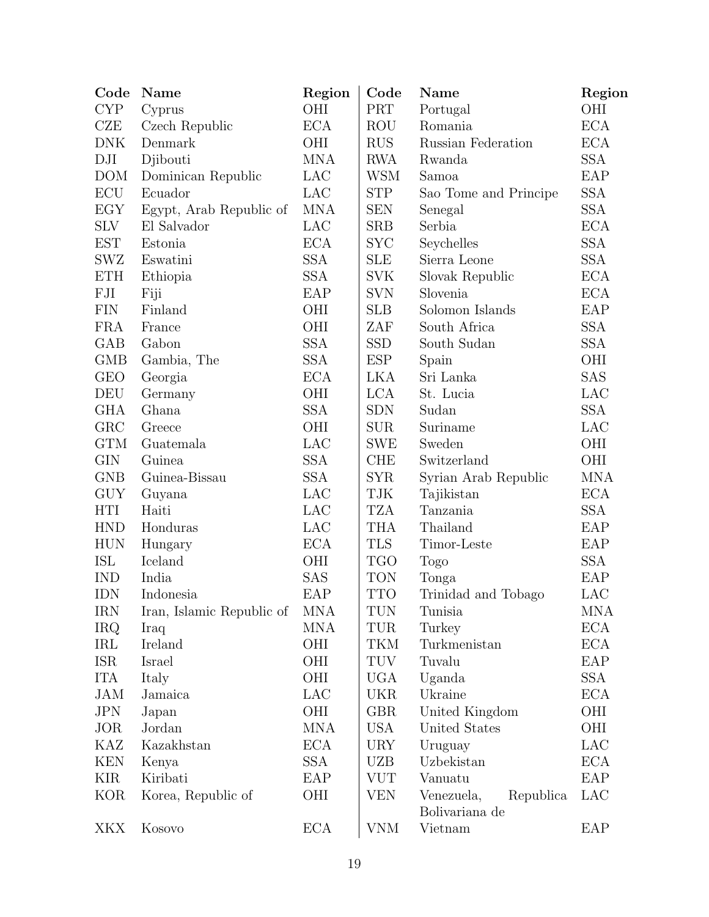| Code | Name | Region | Code | Name | Region |
|---|---|---|---|---|---|
| CYP | Cyprus | OHI | PRT | Portugal | OHI |
| CZE | Czech Republic | ECA | ROU | Romania | ECA |
| DNK | Denmark | OHI | RUS | Russian Federation | ECA |
| DJI | Djibouti | MNA | RWA | Rwanda | SSA |
| DOM | Dominican Republic | LAC | WSM | Samoa | EAP |
| ECU | Ecuador | LAC | STP | Sao Tome and Principe | SSA |
| EGY | Egypt, Arab Republic of | MNA | SEN | Senegal | SSA |
| SLV | El Salvador | LAC | SRB | Serbia | ECA |
| EST | Estonia | ECA | SYC | Seychelles | SSA |
| SWZ | Eswatini | SSA | SLE | Sierra Leone | SSA |
| ETH | Ethiopia | SSA | SVK | Slovak Republic | ECA |
| FJI | Fiji | EAP | SVN | Slovenia | ECA |
| FIN | Finland | OHI | SLB | Solomon Islands | EAP |
| FRA | France | OHI | ZAF | South Africa | SSA |
| GAB | Gabon | SSA | SSD | South Sudan | SSA |
| GMB | Gambia, The | SSA | ESP | Spain | OHI |
| GEO | Georgia | ECA | LKA | Sri Lanka | SAS |
| DEU | Germany | OHI | LCA | St. Lucia | LAC |
| GHA | Ghana | SSA | SDN | Sudan | SSA |
| GRC | Greece | OHI | SUR | Suriname | LAC |
| GTM | Guatemala | LAC | SWE | Sweden | OHI |
| GIN | Guinea | SSA | CHE | Switzerland | OHI |
| GNB | Guinea-Bissau | SSA | SYR | Syrian Arab Republic | MNA |
| GUY | Guyana | LAC | TJK | Tajikistan | ECA |
| HTI | Haiti | LAC | TZA | Tanzania | SSA |
| HND | Honduras | LAC | THA | Thailand | EAP |
| HUN | Hungary | ECA | TLS | Timor-Leste | EAP |
| ISL | Iceland | OHI | TGO | Togo | SSA |
| IND | India | SAS | TON | Tonga | EAP |
| IDN | Indonesia | EAP | TTO | Trinidad and Tobago | LAC |
| IRN | Iran, Islamic Republic of | MNA | TUN | Tunisia | MNA |
| IRQ | Iraq | MNA | TUR | Turkey | ECA |
| IRL | Ireland | OHI | TKM | Turkmenistan | ECA |
| ISR | Israel | OHI | TUV | Tuvalu | EAP |
| ITA | Italy | OHI | UGA | Uganda | SSA |
| JAM | Jamaica | LAC | UKR | Ukraine | ECA |
| JPN | Japan | OHI | GBR | United Kingdom | OHI |
| JOR | Jordan | MNA | USA | United States | OHI |
| KAZ | Kazakhstan | ECA | URY | Uruguay | LAC |
| KEN | Kenya | SSA | UZB | Uzbekistan | ECA |
| KIR | Kiribati | EAP | VUT | Vanuatu | EAP |
| KOR | Korea, Republic of | OHI | VEN | Venezuela, Republica Bolivariana de | LAC |
| XKX | Kosovo | ECA | VNM | Vietnam | EAP |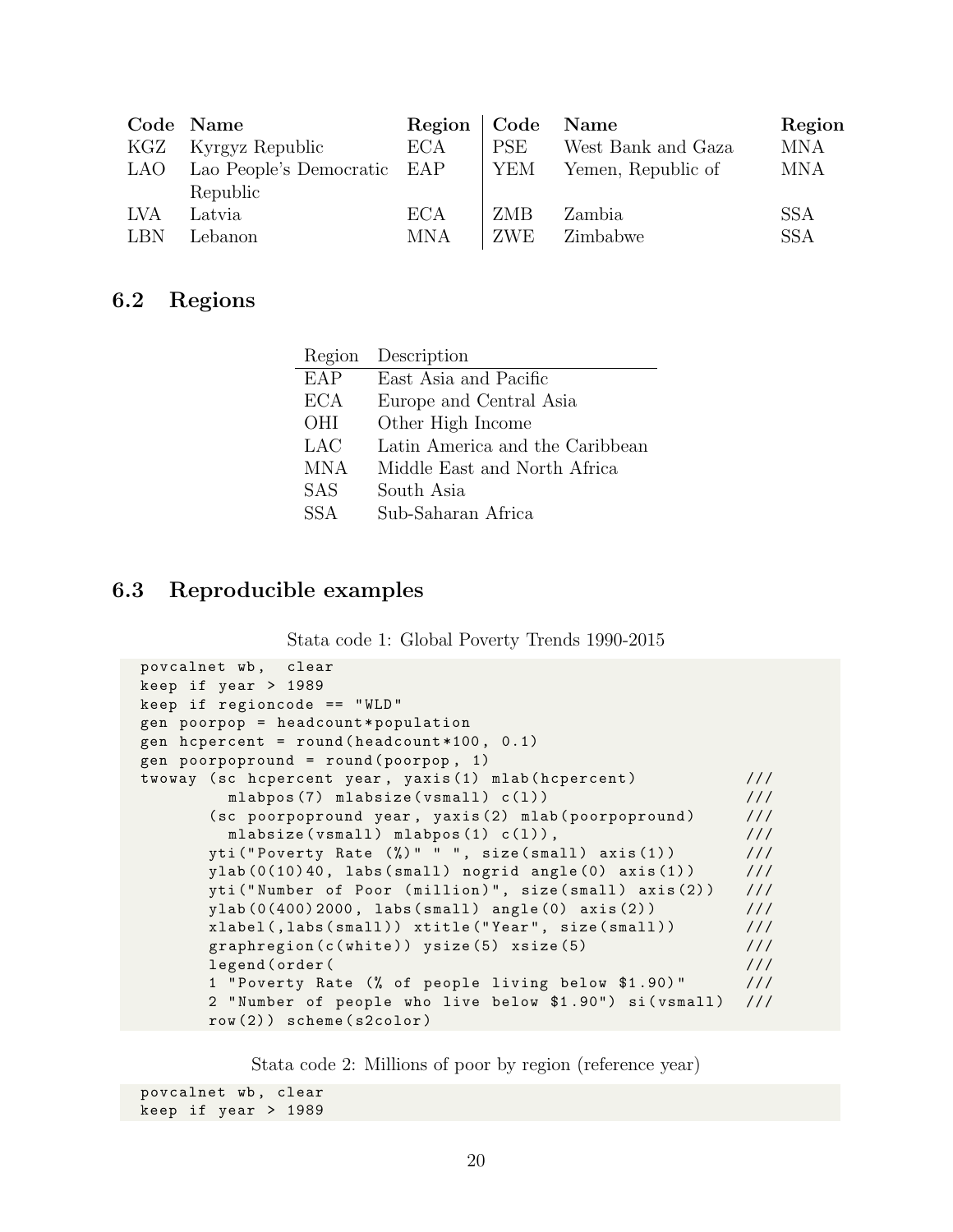| Code | Name | Region | Code | Name | Region |
|---|---|---|---|---|---|
| KGZ | Kyrgyz Republic | ECA | PSE | West Bank and Gaza | MNA |
| LAO | Lao People's Democratic Republic | EAP | YEM | Yemen, Republic of | MNA |
| LVA | Latvia | ECA | ZMB | Zambia | SSA |
| LBN | Lebanon | MNA | ZWE | Zimbabwe | SSA |

## 6.2 Regions

| Region | Description |
|---|---|
| EAP | East Asia and Pacific |
| ECA | Europe and Central Asia |
| OHI | Other High Income |
| LAC | Latin America and the Caribbean |
| MNA | Middle East and North Africa |
| SAS | South Asia |
| SSA | Sub-Saharan Africa |

## 6.3 Reproducible examples

Stata code 1: Global Poverty Trends 1990-2015

```
povcalnet wb,  clear
keep if year > 1989
keep if regioncode == "WLD"
gen poorpop = headcount*population
gen hcpercent = round(headcount*100, 0.1)
gen poorpopround = round(poorpop, 1)
twoway (sc hcpercent year, yaxis(1) mlab(hcpercent)          ///
         mlabpos(7) mlabsize(vsmall) c(l))                   ///
       (sc poorpopround year, yaxis(2) mlab(poorpopround)     ///
         mlabsize(vsmall) mlabpos(1) c(l)),                  ///
       yti("Poverty Rate (%)" " ", size(small) axis(1))      ///
       ylab(0(10)40, labs(small) nogrid angle(0) axis(1))    ///
       yti("Number of Poor (million)", size(small) axis(2))  ///
       ylab(0(400)2000, labs(small) angle(0) axis(2))        ///
       xlabel(,labs(small)) xtitle("Year", size(small))      ///
       graphregion(c(white)) ysize(5) xsize(5)               ///
       legend(order(                                         ///
       1 "Poverty Rate (% of people living below $1.90)"     ///
       2 "Number of people who live below $1.90") si(vsmall) ///
       row(2)) scheme(s2color)
```

Stata code 2: Millions of poor by region (reference year)

```
povcalnet wb, clear
keep if year > 1989
```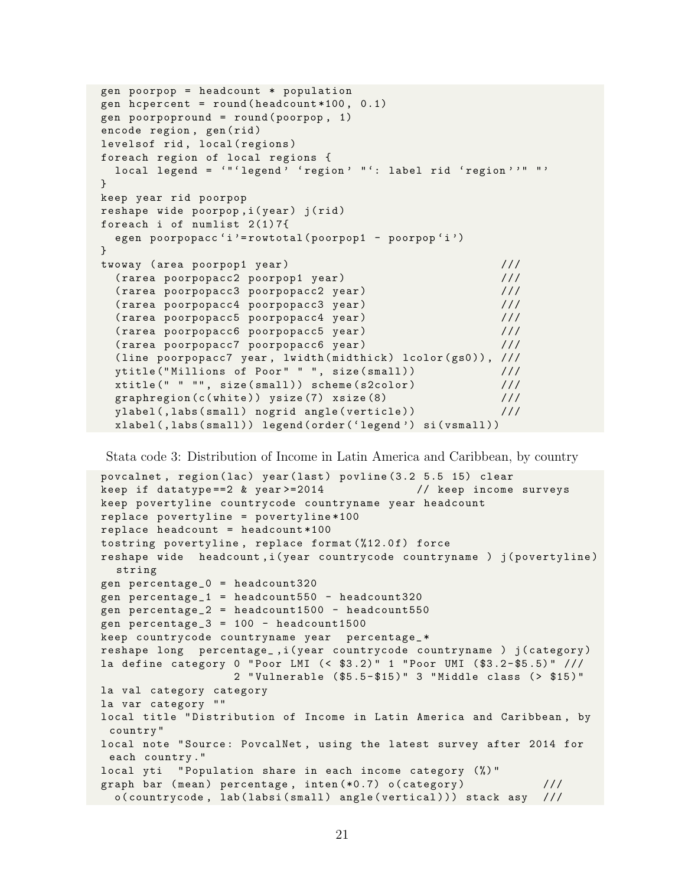```
gen poorpop = headcount * population
gen hcpercent = round(headcount*100, 0.1)
gen poorpopround = round(poorpop, 1)
encode region, gen(rid)
levelsof rid, local(regions)
foreach region of local regions {
  local legend = `"`legend' `region' "`: label rid `region''" "'
}
keep year rid poorpop
reshape wide poorpop,i(year) j(rid)
foreach i of numlist 2(1)7{
  egen poorpopacc`i'=rowtotal(poorpop1 - poorpop`i')
}
twoway (area poorpop1 year)                               ///
  (rarea poorpopacc2 poorpop1 year)                       ///
  (rarea poorpopacc3 poorpopacc2 year)                    ///
  (rarea poorpopacc4 poorpopacc3 year)                    ///
  (rarea poorpopacc5 poorpopacc4 year)                    ///
  (rarea poorpopacc6 poorpopacc5 year)                    ///
  (rarea poorpopacc7 poorpopacc6 year)                    ///
  (line poorpopacc7 year, lwidth(midthick) lcolor(gs0)), ///
  ytitle("Millions of Poor" " ", size(small))            ///
  xtitle(" " "", size(small)) scheme(s2color)            ///
  graphregion(c(white)) ysize(7) xsize(8)                ///
  ylabel(,labs(small) nogrid angle(verticle))            ///
  xlabel(,labs(small)) legend(order(`legend') si(vsmall))
```

Stata code 3: Distribution of Income in Latin America and Caribbean, by country

```
povcalnet, region(lac) year(last) povline(3.2 5.5 15) clear
keep if datatype==2 & year>=2014              // keep income surveys
keep povertyline countrycode countryname year headcount
replace povertyline = povertyline*100
replace headcount = headcount*100
tostring povertyline, replace format(%12.0f) force
reshape wide  headcount,i(year countrycode countryname ) j(povertyline)
  string
gen percentage_0 = headcount320
gen percentage_1 = headcount550 - headcount320
gen percentage_2 = headcount1500 - headcount550
gen percentage_3 = 100 - headcount1500
keep countrycode countryname year  percentage_*
reshape long  percentage_,i(year countrycode countryname ) j(category)
la define category 0 "Poor LMI (< $3.2)" 1 "Poor UMI ($3.2-$5.5)" ///
                   2 "Vulnerable ($5.5-$15)" 3 "Middle class (> $15)"
la val category category
la var category ""
local title "Distribution of Income in Latin America and Caribbean, by
 country"
local note "Source: PovcalNet, using the latest survey after 2014 for
 each country."
local yti  "Population share in each income category (%)"
graph bar (mean) percentage, inten(*0.7) o(category)           ///
  o(countrycode, lab(labsi(small) angle(vertical))) stack asy  ///
```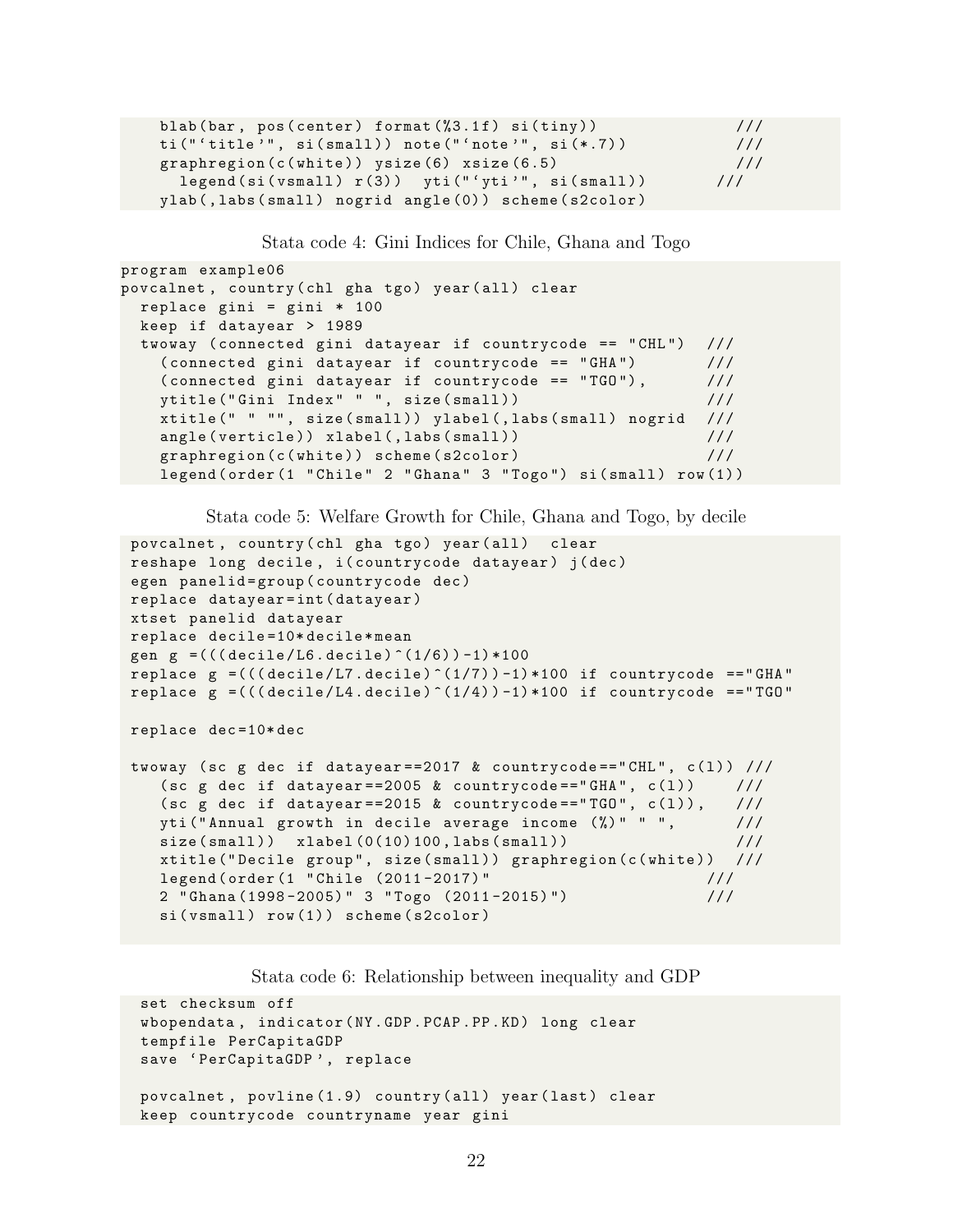```
    blab(bar, pos(center) format(%3.1f) si(tiny))              ///
    ti("`title'", si(small)) note("`note'", si(*.7))           ///
    graphregion(c(white)) ysize(6) xsize(6.5)                  ///
      legend(si(vsmall) r(3))  yti("`yti'", si(small))       ///
    ylab(,labs(small) nogrid angle(0)) scheme(s2color)
```

Stata code 4: Gini Indices for Chile, Ghana and Togo

```
program example06
povcalnet, country(chl gha tgo) year(all) clear
  replace gini = gini * 100
  keep if datayear > 1989
  twoway (connected gini datayear if countrycode == "CHL")  ///
    (connected gini datayear if countrycode == "GHA")       ///
    (connected gini datayear if countrycode == "TGO"),      ///
    ytitle("Gini Index" " ", size(small))                   ///
    xtitle(" " "", size(small)) ylabel(,labs(small) nogrid  ///
    angle(verticle)) xlabel(,labs(small))                   ///
    graphregion(c(white)) scheme(s2color)                   ///
    legend(order(1 "Chile" 2 "Ghana" 3 "Togo") si(small) row(1))
```

Stata code 5: Welfare Growth for Chile, Ghana and Togo, by decile

```
 povcalnet, country(chl gha tgo) year(all)  clear
 reshape long decile, i(countrycode datayear) j(dec)
 egen panelid=group(countrycode dec)
 replace datayear=int(datayear)
 xtset panelid datayear
 replace decile=10*decile*mean
 gen g =(((decile/L6.decile)^(1/6))-1)*100
 replace g =(((decile/L7.decile)^(1/7))-1)*100 if countrycode =="GHA"
 replace g =(((decile/L4.decile)^(1/4))-1)*100 if countrycode =="TGO"

 replace dec=10*dec

 twoway (sc g dec if datayear==2017 & countrycode=="CHL", c(l)) ///
    (sc g dec if datayear==2005 & countrycode=="GHA", c(l))    ///
    (sc g dec if datayear==2015 & countrycode=="TGO", c(l)),   ///
    yti("Annual growth in decile average income (%)" " ",      ///
    size(small))  xlabel(0(10)100,labs(small))                 ///
    xtitle("Decile group", size(small)) graphregion(c(white))  ///
    legend(order(1 "Chile (2011-2017)"                        ///
    2 "Ghana(1998-2005)" 3 "Togo (2011-2015)")                ///
    si(vsmall) row(1)) scheme(s2color)
```

Stata code 6: Relationship between inequality and GDP

```
  set checksum off
  wbopendata, indicator(NY.GDP.PCAP.PP.KD) long clear
  tempfile PerCapitaGDP
  save `PerCapitaGDP', replace

  povcalnet, povline(1.9) country(all) year(last) clear
  keep countrycode countryname year gini
```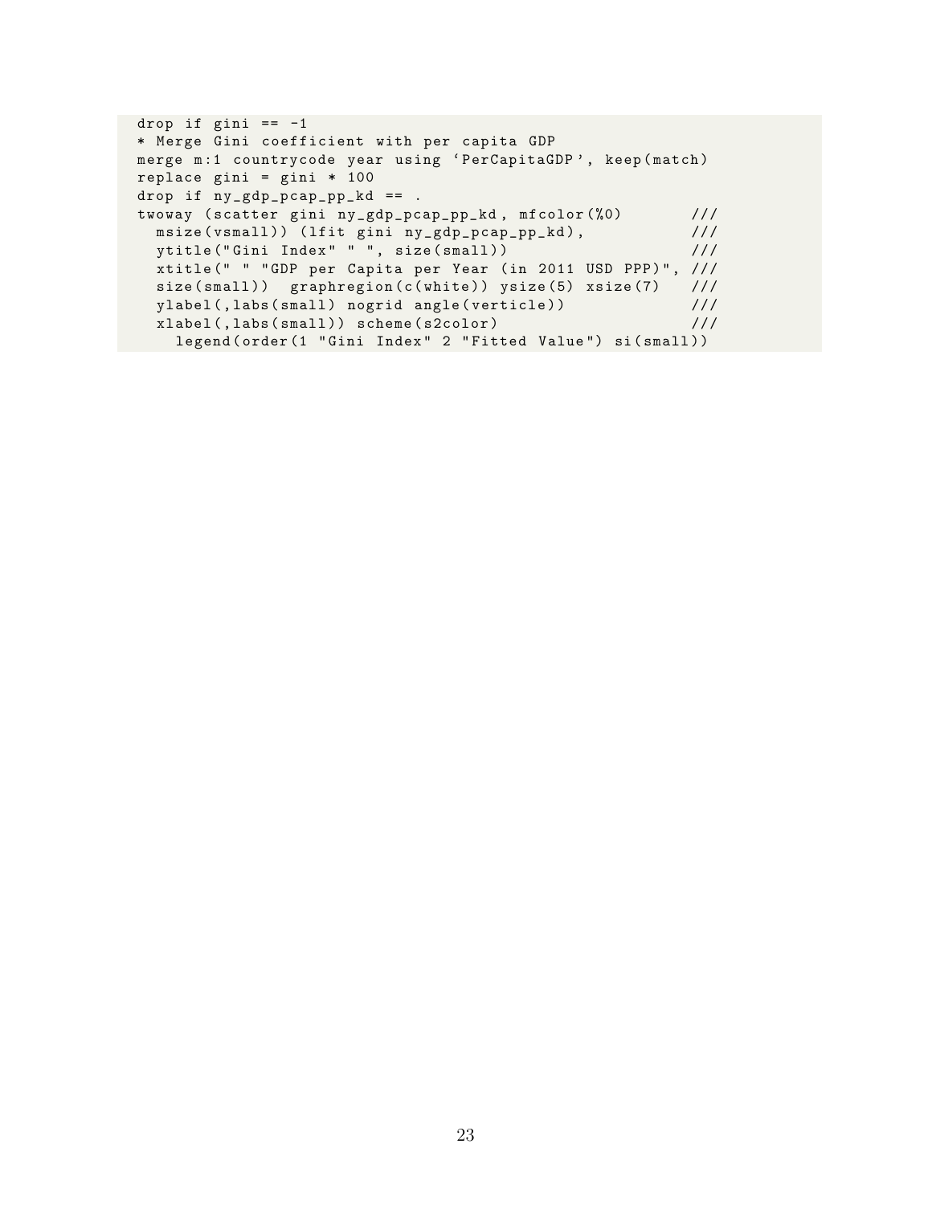```
drop if gini == -1
* Merge Gini coefficient with per capita GDP
merge m:1 countrycode year using ‘PerCapitaGDP’, keep(match)
replace gini = gini * 100
drop if ny_gdp_pcap_pp_kd == .
twoway (scatter gini ny_gdp_pcap_pp_kd, mfcolor(%0)       ///
  msize(vsmall)) (lfit gini ny_gdp_pcap_pp_kd),           ///
  ytitle("Gini Index" " ", size(small))                   ///
  xtitle(" " "GDP per Capita per Year (in 2011 USD PPP)", ///
  size(small))  graphregion(c(white)) ysize(5) xsize(7)   ///
  ylabel(,labs(small) nogrid angle(verticle))             ///
  xlabel(,labs(small)) scheme(s2color)                    ///
    legend(order(1 "Gini Index" 2 "Fitted Value") si(small))
```